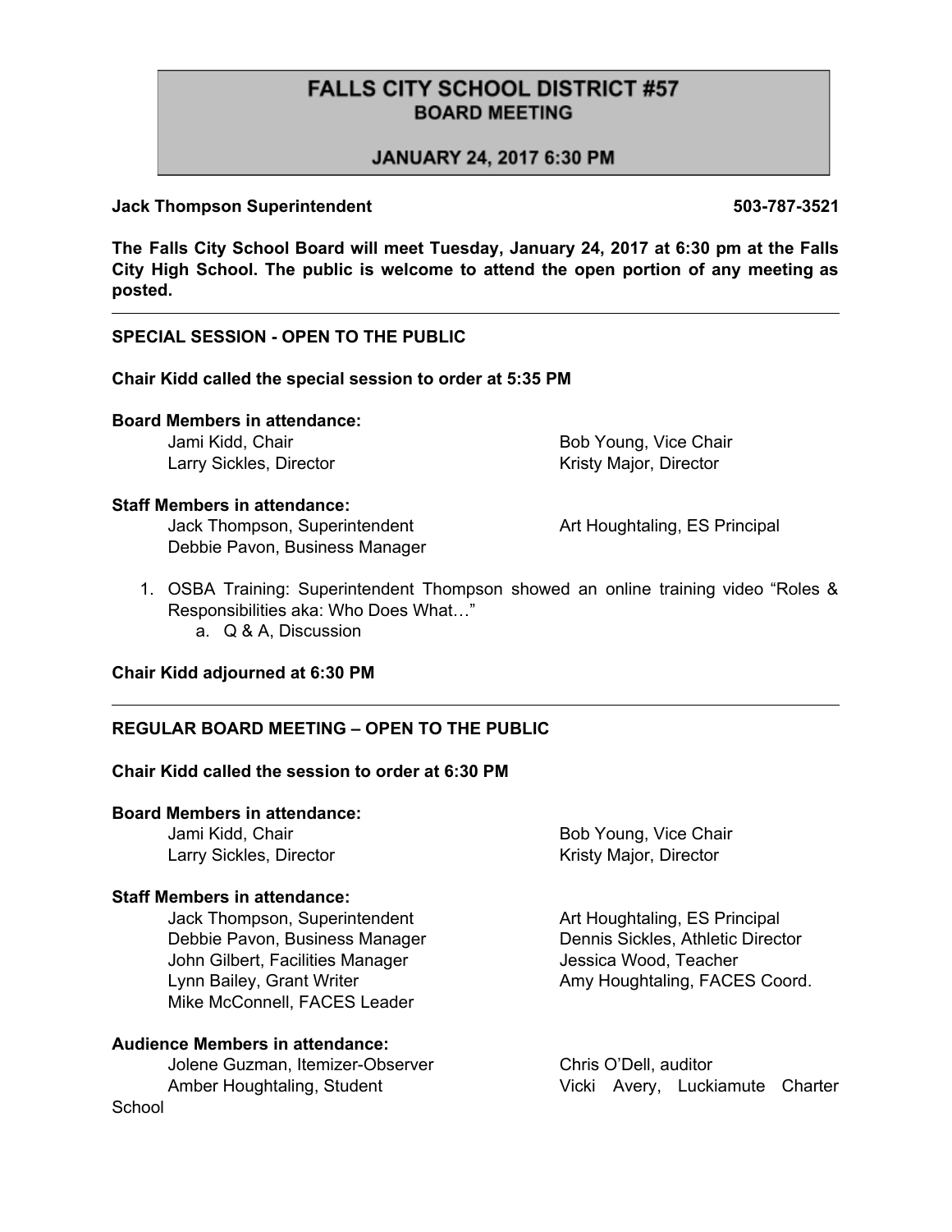# FALLS CITY SCHOOL DISTRICT #57
## BOARD MEETING

### JANUARY 24, 2017 6:30 PM

**Jack Thompson Superintendent 503-787-3521**

**The Falls City School Board will meet Tuesday, January 24, 2017 at 6:30 pm at the Falls City High School. The public is welcome to attend the open portion of any meeting as posted.**

---

**SPECIAL SESSION - OPEN TO THE PUBLIC**

**Chair Kidd called the special session to order at 5:35 PM**

**Board Members in attendance:**

- Jami Kidd, Chair
- Bob Young, Vice Chair
- Larry Sickles, Director
- Kristy Major, Director

**Staff Members in attendance:**

- Jack Thompson, Superintendent
- Art Houghtaling, ES Principal
- Debbie Pavon, Business Manager

1. OSBA Training: Superintendent Thompson showed an online training video "Roles & Responsibilities aka: Who Does What…"
    a. Q & A, Discussion

**Chair Kidd adjourned at 6:30 PM**

---

**REGULAR BOARD MEETING – OPEN TO THE PUBLIC**

**Chair Kidd called the session to order at 6:30 PM**

**Board Members in attendance:**

- Jami Kidd, Chair
- Bob Young, Vice Chair
- Larry Sickles, Director
- Kristy Major, Director

**Staff Members in attendance:**

- Jack Thompson, Superintendent
- Art Houghtaling, ES Principal
- Debbie Pavon, Business Manager
- Dennis Sickles, Athletic Director
- John Gilbert, Facilities Manager
- Jessica Wood, Teacher
- Lynn Bailey, Grant Writer
- Amy Houghtaling, FACES Coord.
- Mike McConnell, FACES Leader

**Audience Members in attendance:**

- Jolene Guzman, Itemizer-Observer
- Chris O'Dell, auditor
- Amber Houghtaling, Student
- Vicki Avery, Luckiamute Charter School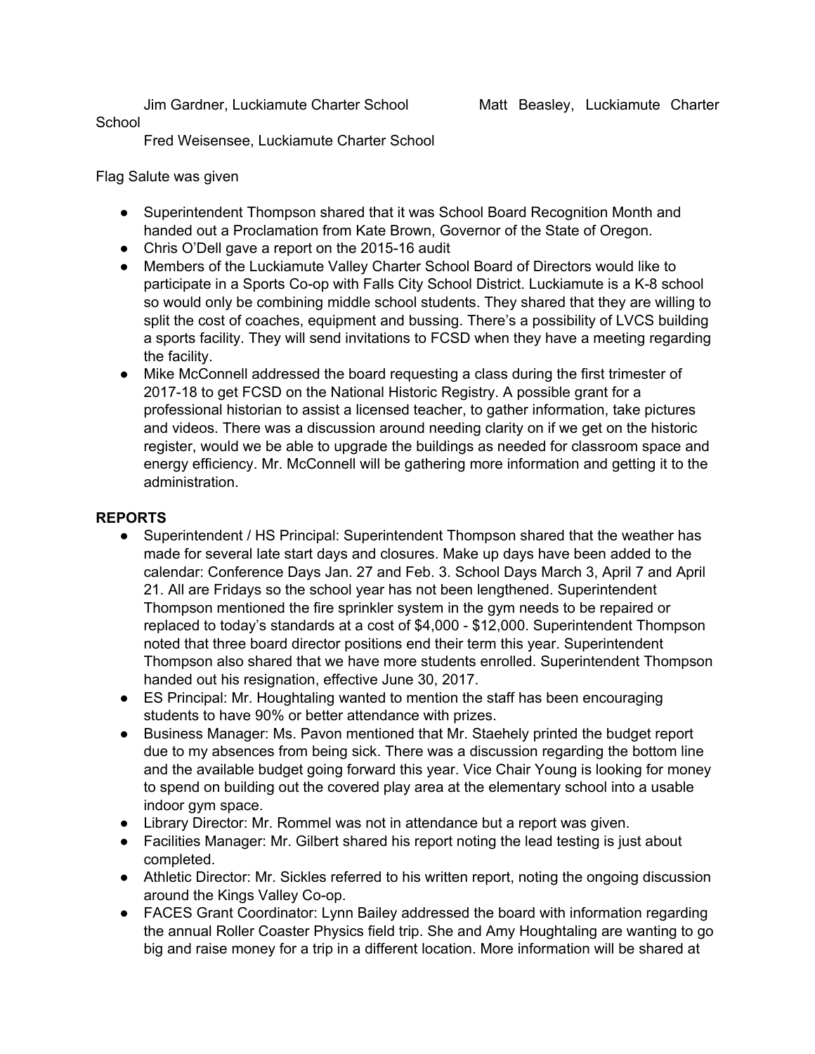Jim Gardner, Luckiamute Charter School    Matt Beasley, Luckiamute Charter School

Fred Weisensee, Luckiamute Charter School

Flag Salute was given

- Superintendent Thompson shared that it was School Board Recognition Month and handed out a Proclamation from Kate Brown, Governor of the State of Oregon.
- Chris O'Dell gave a report on the 2015-16 audit
- Members of the Luckiamute Valley Charter School Board of Directors would like to participate in a Sports Co-op with Falls City School District. Luckiamute is a K-8 school so would only be combining middle school students. They shared that they are willing to split the cost of coaches, equipment and bussing. There's a possibility of LVCS building a sports facility. They will send invitations to FCSD when they have a meeting regarding the facility.
- Mike McConnell addressed the board requesting a class during the first trimester of 2017-18 to get FCSD on the National Historic Registry. A possible grant for a professional historian to assist a licensed teacher, to gather information, take pictures and videos. There was a discussion around needing clarity on if we get on the historic register, would we be able to upgrade the buildings as needed for classroom space and energy efficiency. Mr. McConnell will be gathering more information and getting it to the administration.

## REPORTS

- Superintendent / HS Principal: Superintendent Thompson shared that the weather has made for several late start days and closures. Make up days have been added to the calendar: Conference Days Jan. 27 and Feb. 3. School Days March 3, April 7 and April 21. All are Fridays so the school year has not been lengthened. Superintendent Thompson mentioned the fire sprinkler system in the gym needs to be repaired or replaced to today's standards at a cost of $4,000 - $12,000. Superintendent Thompson noted that three board director positions end their term this year. Superintendent Thompson also shared that we have more students enrolled. Superintendent Thompson handed out his resignation, effective June 30, 2017.
- ES Principal: Mr. Houghtaling wanted to mention the staff has been encouraging students to have 90% or better attendance with prizes.
- Business Manager: Ms. Pavon mentioned that Mr. Staehely printed the budget report due to my absences from being sick. There was a discussion regarding the bottom line and the available budget going forward this year. Vice Chair Young is looking for money to spend on building out the covered play area at the elementary school into a usable indoor gym space.
- Library Director: Mr. Rommel was not in attendance but a report was given.
- Facilities Manager: Mr. Gilbert shared his report noting the lead testing is just about completed.
- Athletic Director: Mr. Sickles referred to his written report, noting the ongoing discussion around the Kings Valley Co-op.
- FACES Grant Coordinator: Lynn Bailey addressed the board with information regarding the annual Roller Coaster Physics field trip. She and Amy Houghtaling are wanting to go big and raise money for a trip in a different location. More information will be shared at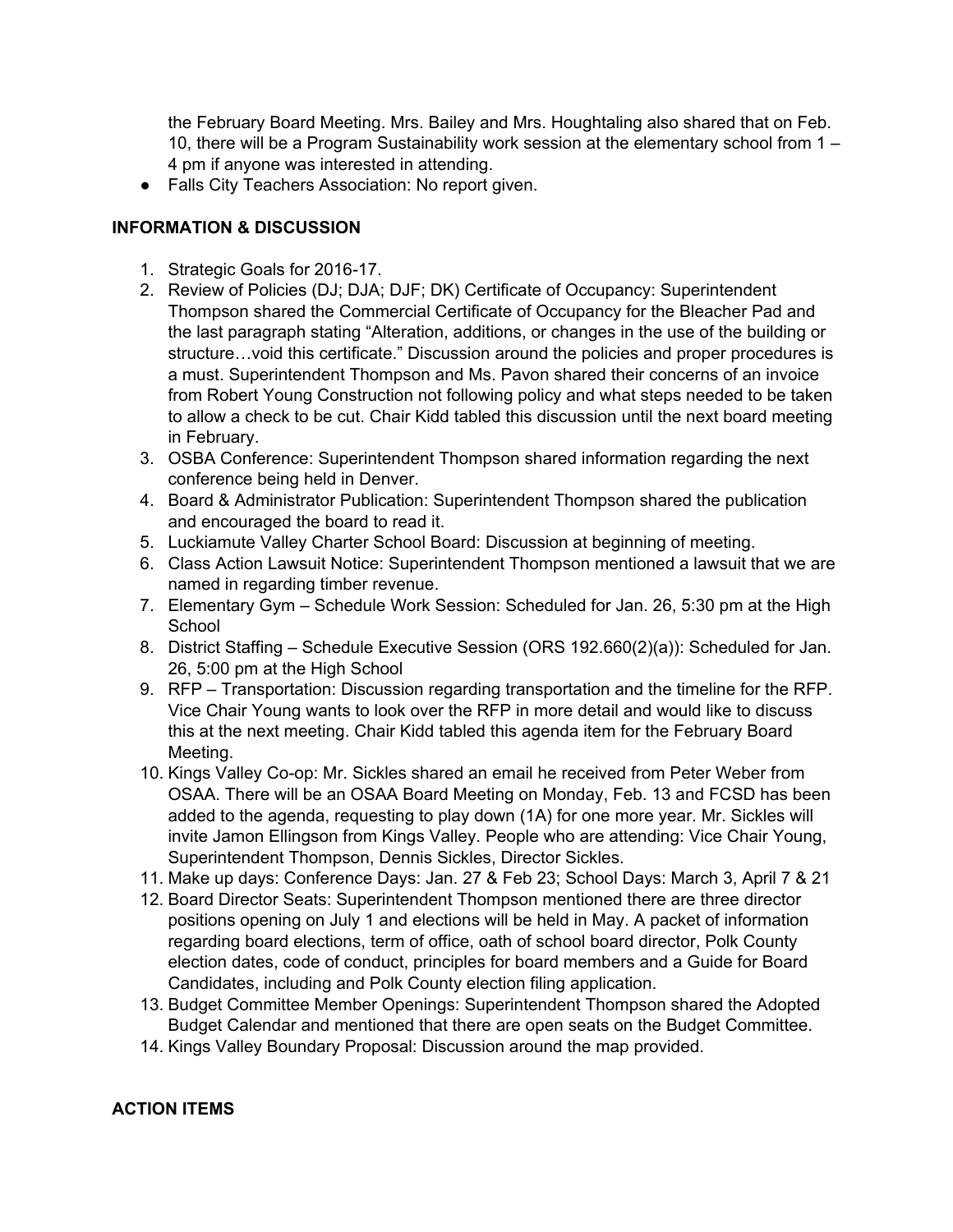the February Board Meeting. Mrs. Bailey and Mrs. Houghtaling also shared that on Feb. 10, there will be a Program Sustainability work session at the elementary school from 1 – 4 pm if anyone was interested in attending.

- Falls City Teachers Association: No report given.

**INFORMATION & DISCUSSION**

1. Strategic Goals for 2016-17.
2. Review of Policies (DJ; DJA; DJF; DK) Certificate of Occupancy: Superintendent Thompson shared the Commercial Certificate of Occupancy for the Bleacher Pad and the last paragraph stating "Alteration, additions, or changes in the use of the building or structure…void this certificate." Discussion around the policies and proper procedures is a must. Superintendent Thompson and Ms. Pavon shared their concerns of an invoice from Robert Young Construction not following policy and what steps needed to be taken to allow a check to be cut. Chair Kidd tabled this discussion until the next board meeting in February.
3. OSBA Conference: Superintendent Thompson shared information regarding the next conference being held in Denver.
4. Board & Administrator Publication: Superintendent Thompson shared the publication and encouraged the board to read it.
5. Luckiamute Valley Charter School Board: Discussion at beginning of meeting.
6. Class Action Lawsuit Notice: Superintendent Thompson mentioned a lawsuit that we are named in regarding timber revenue.
7. Elementary Gym – Schedule Work Session: Scheduled for Jan. 26, 5:30 pm at the High School
8. District Staffing – Schedule Executive Session (ORS 192.660(2)(a)): Scheduled for Jan. 26, 5:00 pm at the High School
9. RFP – Transportation: Discussion regarding transportation and the timeline for the RFP. Vice Chair Young wants to look over the RFP in more detail and would like to discuss this at the next meeting. Chair Kidd tabled this agenda item for the February Board Meeting.
10. Kings Valley Co-op: Mr. Sickles shared an email he received from Peter Weber from OSAA. There will be an OSAA Board Meeting on Monday, Feb. 13 and FCSD has been added to the agenda, requesting to play down (1A) for one more year. Mr. Sickles will invite Jamon Ellingson from Kings Valley. People who are attending: Vice Chair Young, Superintendent Thompson, Dennis Sickles, Director Sickles.
11. Make up days: Conference Days: Jan. 27 & Feb 23; School Days: March 3, April 7 & 21
12. Board Director Seats: Superintendent Thompson mentioned there are three director positions opening on July 1 and elections will be held in May. A packet of information regarding board elections, term of office, oath of school board director, Polk County election dates, code of conduct, principles for board members and a Guide for Board Candidates, including and Polk County election filing application.
13. Budget Committee Member Openings: Superintendent Thompson shared the Adopted Budget Calendar and mentioned that there are open seats on the Budget Committee.
14. Kings Valley Boundary Proposal: Discussion around the map provided.

**ACTION ITEMS**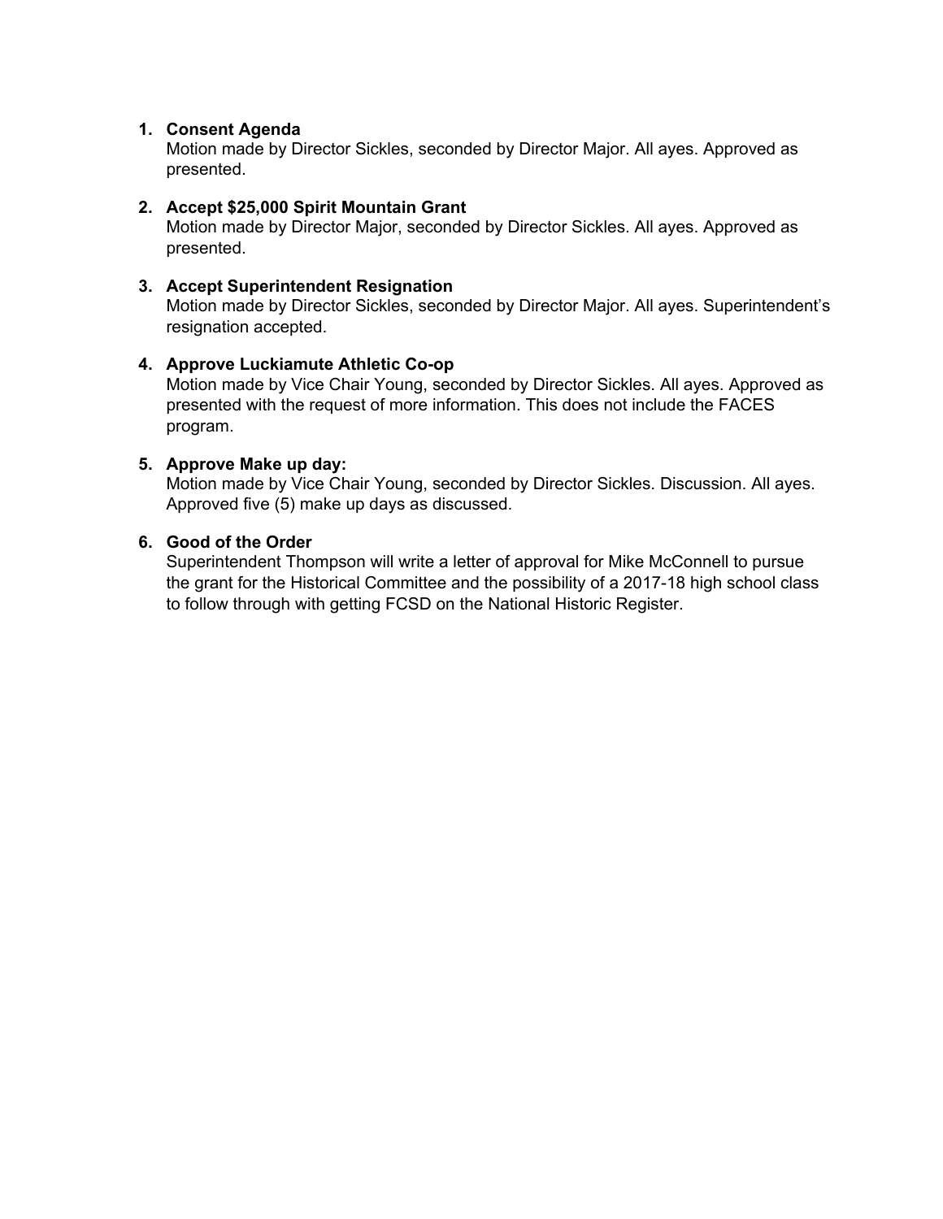1. **Consent Agenda**
   Motion made by Director Sickles, seconded by Director Major. All ayes. Approved as presented.

2. **Accept $25,000 Spirit Mountain Grant**
   Motion made by Director Major, seconded by Director Sickles. All ayes. Approved as presented.

3. **Accept Superintendent Resignation**
   Motion made by Director Sickles, seconded by Director Major. All ayes. Superintendent's resignation accepted.

4. **Approve Luckiamute Athletic Co-op**
   Motion made by Vice Chair Young, seconded by Director Sickles. All ayes. Approved as presented with the request of more information. This does not include the FACES program.

5. **Approve Make up day:**
   Motion made by Vice Chair Young, seconded by Director Sickles. Discussion. All ayes. Approved five (5) make up days as discussed.

6. **Good of the Order**
   Superintendent Thompson will write a letter of approval for Mike McConnell to pursue the grant for the Historical Committee and the possibility of a 2017-18 high school class to follow through with getting FCSD on the National Historic Register.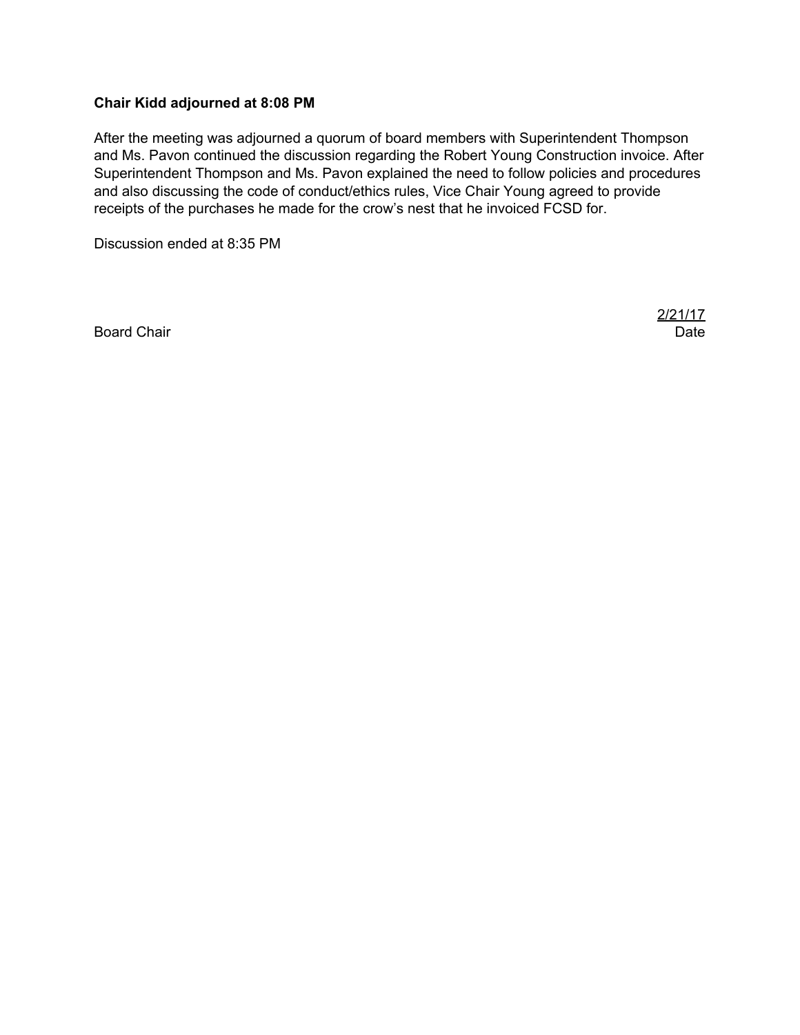**Chair Kidd adjourned at 8:08 PM**

After the meeting was adjourned a quorum of board members with Superintendent Thompson and Ms. Pavon continued the discussion regarding the Robert Young Construction invoice. After Superintendent Thompson and Ms. Pavon explained the need to follow policies and procedures and also discussing the code of conduct/ethics rules, Vice Chair Young agreed to provide receipts of the purchases he made for the crow's nest that he invoiced FCSD for.

Discussion ended at 8:35 PM

Board Chair 2/21/17 Date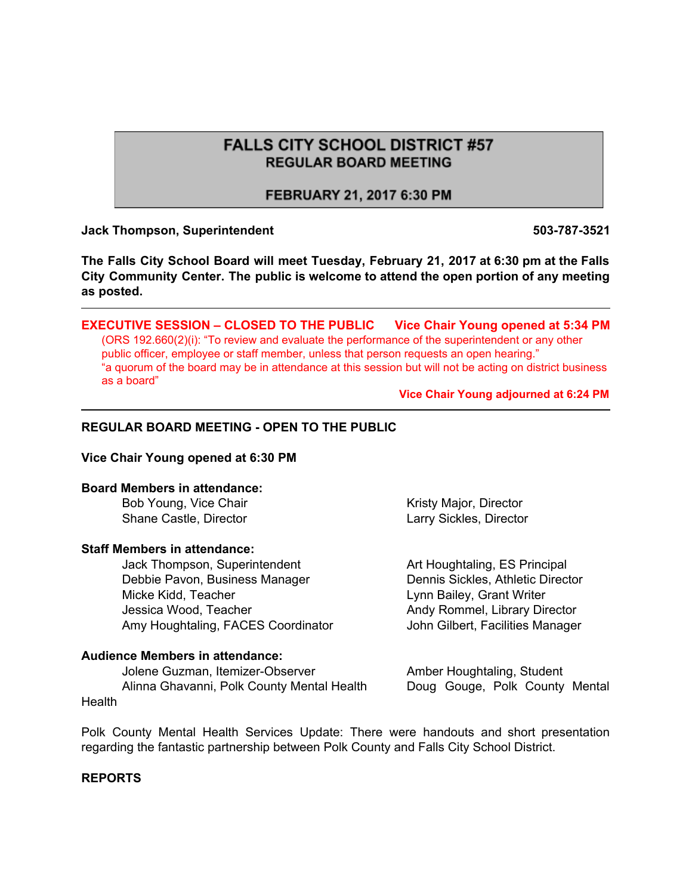# FALLS CITY SCHOOL DISTRICT #57
## REGULAR BOARD MEETING
## FEBRUARY 21, 2017 6:30 PM

**Jack Thompson, Superintendent** **503-787-3521**

**The Falls City School Board will meet Tuesday, February 21, 2017 at 6:30 pm at the Falls City Community Center. The public is welcome to attend the open portion of any meeting as posted.**

---

**EXECUTIVE SESSION – CLOSED TO THE PUBLIC** **Vice Chair Young opened at 5:34 PM**

(ORS 192.660(2)(i): "To review and evaluate the performance of the superintendent or any other public officer, employee or staff member, unless that person requests an open hearing."
"a quorum of the board may be in attendance at this session but will not be acting on district business as a board"

**Vice Chair Young adjourned at 6:24 PM**

---

**REGULAR BOARD MEETING - OPEN TO THE PUBLIC**

**Vice Chair Young opened at 6:30 PM**

**Board Members in attendance:**

- Bob Young, Vice Chair
- Shane Castle, Director
- Kristy Major, Director
- Larry Sickles, Director

**Staff Members in attendance:**

- Jack Thompson, Superintendent
- Debbie Pavon, Business Manager
- Micke Kidd, Teacher
- Jessica Wood, Teacher
- Amy Houghtaling, FACES Coordinator
- Art Houghtaling, ES Principal
- Dennis Sickles, Athletic Director
- Lynn Bailey, Grant Writer
- Andy Rommel, Library Director
- John Gilbert, Facilities Manager

**Audience Members in attendance:**

- Jolene Guzman, Itemizer-Observer
- Alinna Ghavanni, Polk County Mental Health
- Amber Houghtaling, Student
- Doug Gouge, Polk County Mental Health

Polk County Mental Health Services Update: There were handouts and short presentation regarding the fantastic partnership between Polk County and Falls City School District.

**REPORTS**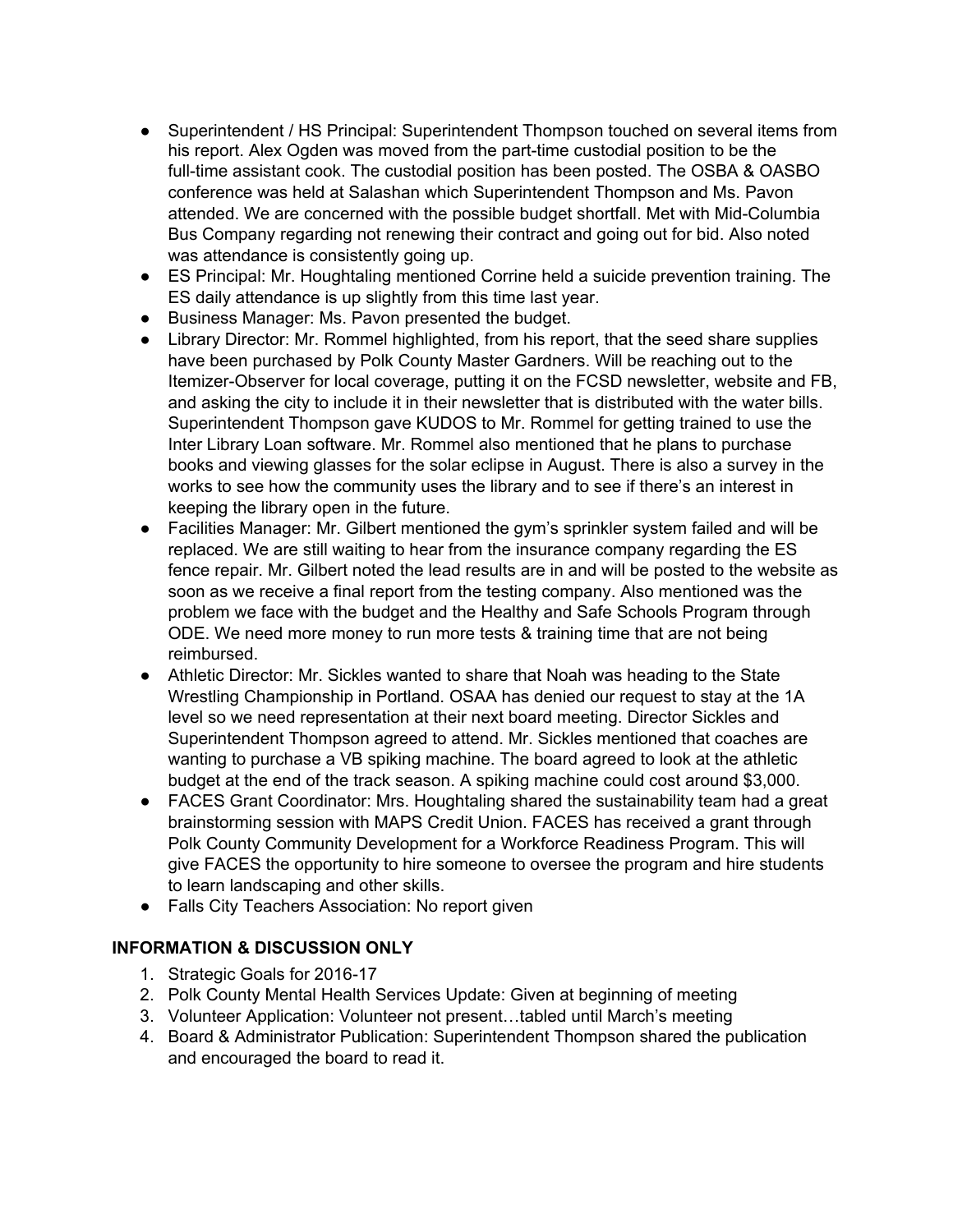- Superintendent / HS Principal: Superintendent Thompson touched on several items from his report. Alex Ogden was moved from the part-time custodial position to be the full-time assistant cook. The custodial position has been posted. The OSBA & OASBO conference was held at Salashan which Superintendent Thompson and Ms. Pavon attended. We are concerned with the possible budget shortfall. Met with Mid-Columbia Bus Company regarding not renewing their contract and going out for bid. Also noted was attendance is consistently going up.
- ES Principal: Mr. Houghtaling mentioned Corrine held a suicide prevention training. The ES daily attendance is up slightly from this time last year.
- Business Manager: Ms. Pavon presented the budget.
- Library Director: Mr. Rommel highlighted, from his report, that the seed share supplies have been purchased by Polk County Master Gardners. Will be reaching out to the Itemizer-Observer for local coverage, putting it on the FCSD newsletter, website and FB, and asking the city to include it in their newsletter that is distributed with the water bills. Superintendent Thompson gave KUDOS to Mr. Rommel for getting trained to use the Inter Library Loan software. Mr. Rommel also mentioned that he plans to purchase books and viewing glasses for the solar eclipse in August. There is also a survey in the works to see how the community uses the library and to see if there's an interest in keeping the library open in the future.
- Facilities Manager: Mr. Gilbert mentioned the gym's sprinkler system failed and will be replaced. We are still waiting to hear from the insurance company regarding the ES fence repair. Mr. Gilbert noted the lead results are in and will be posted to the website as soon as we receive a final report from the testing company. Also mentioned was the problem we face with the budget and the Healthy and Safe Schools Program through ODE. We need more money to run more tests & training time that are not being reimbursed.
- Athletic Director: Mr. Sickles wanted to share that Noah was heading to the State Wrestling Championship in Portland. OSAA has denied our request to stay at the 1A level so we need representation at their next board meeting. Director Sickles and Superintendent Thompson agreed to attend. Mr. Sickles mentioned that coaches are wanting to purchase a VB spiking machine. The board agreed to look at the athletic budget at the end of the track season. A spiking machine could cost around $3,000.
- FACES Grant Coordinator: Mrs. Houghtaling shared the sustainability team had a great brainstorming session with MAPS Credit Union. FACES has received a grant through Polk County Community Development for a Workforce Readiness Program. This will give FACES the opportunity to hire someone to oversee the program and hire students to learn landscaping and other skills.
- Falls City Teachers Association: No report given

### INFORMATION & DISCUSSION ONLY

1. Strategic Goals for 2016-17
2. Polk County Mental Health Services Update: Given at beginning of meeting
3. Volunteer Application: Volunteer not present…tabled until March's meeting
4. Board & Administrator Publication: Superintendent Thompson shared the publication and encouraged the board to read it.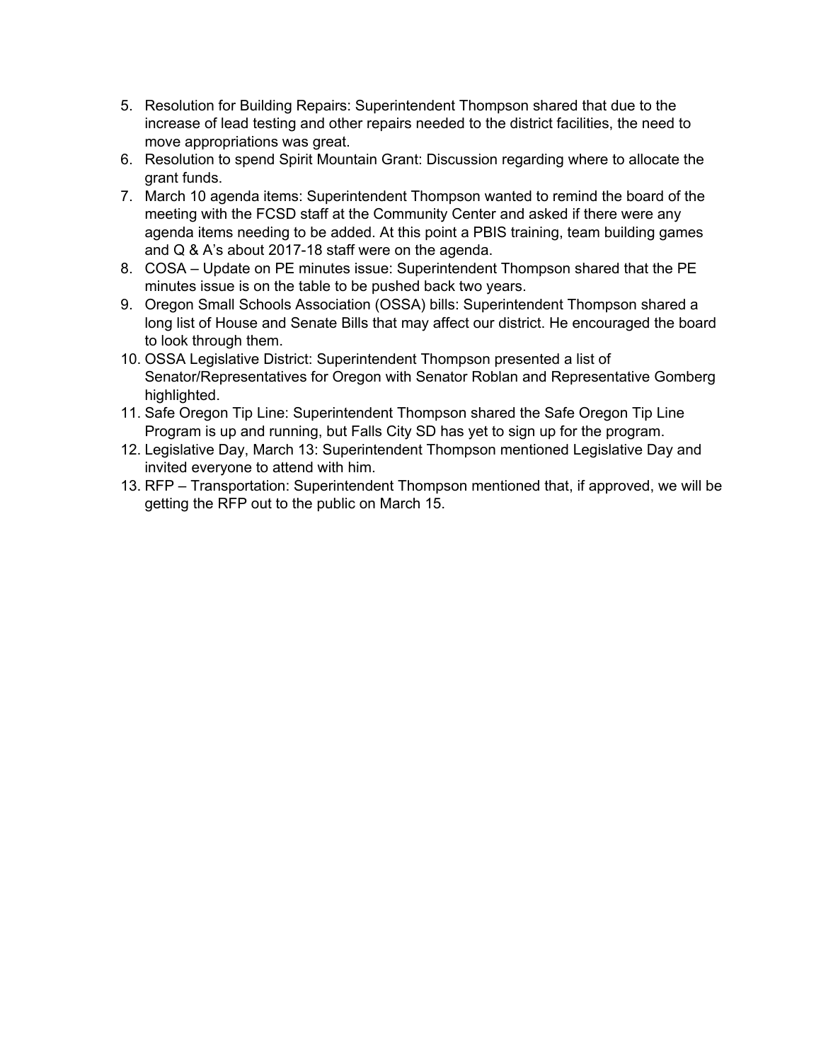5. Resolution for Building Repairs: Superintendent Thompson shared that due to the increase of lead testing and other repairs needed to the district facilities, the need to move appropriations was great.
6. Resolution to spend Spirit Mountain Grant: Discussion regarding where to allocate the grant funds.
7. March 10 agenda items: Superintendent Thompson wanted to remind the board of the meeting with the FCSD staff at the Community Center and asked if there were any agenda items needing to be added. At this point a PBIS training, team building games and Q & A's about 2017-18 staff were on the agenda.
8. COSA – Update on PE minutes issue: Superintendent Thompson shared that the PE minutes issue is on the table to be pushed back two years.
9. Oregon Small Schools Association (OSSA) bills: Superintendent Thompson shared a long list of House and Senate Bills that may affect our district. He encouraged the board to look through them.
10. OSSA Legislative District: Superintendent Thompson presented a list of Senator/Representatives for Oregon with Senator Roblan and Representative Gomberg highlighted.
11. Safe Oregon Tip Line: Superintendent Thompson shared the Safe Oregon Tip Line Program is up and running, but Falls City SD has yet to sign up for the program.
12. Legislative Day, March 13: Superintendent Thompson mentioned Legislative Day and invited everyone to attend with him.
13. RFP – Transportation: Superintendent Thompson mentioned that, if approved, we will be getting the RFP out to the public on March 15.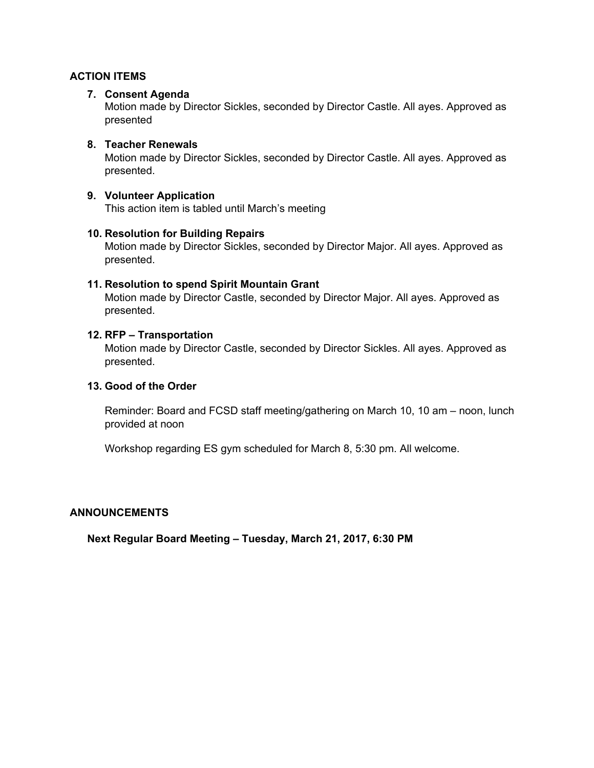## ACTION ITEMS

7. **Consent Agenda**
   Motion made by Director Sickles, seconded by Director Castle. All ayes. Approved as presented

8. **Teacher Renewals**
   Motion made by Director Sickles, seconded by Director Castle. All ayes. Approved as presented.

9. **Volunteer Application**
   This action item is tabled until March's meeting

10. **Resolution for Building Repairs**
    Motion made by Director Sickles, seconded by Director Major. All ayes. Approved as presented.

11. **Resolution to spend Spirit Mountain Grant**
    Motion made by Director Castle, seconded by Director Major. All ayes. Approved as presented.

12. **RFP – Transportation**
    Motion made by Director Castle, seconded by Director Sickles. All ayes. Approved as presented.

13. **Good of the Order**

    Reminder: Board and FCSD staff meeting/gathering on March 10, 10 am – noon, lunch provided at noon

    Workshop regarding ES gym scheduled for March 8, 5:30 pm. All welcome.

## ANNOUNCEMENTS

**Next Regular Board Meeting – Tuesday, March 21, 2017, 6:30 PM**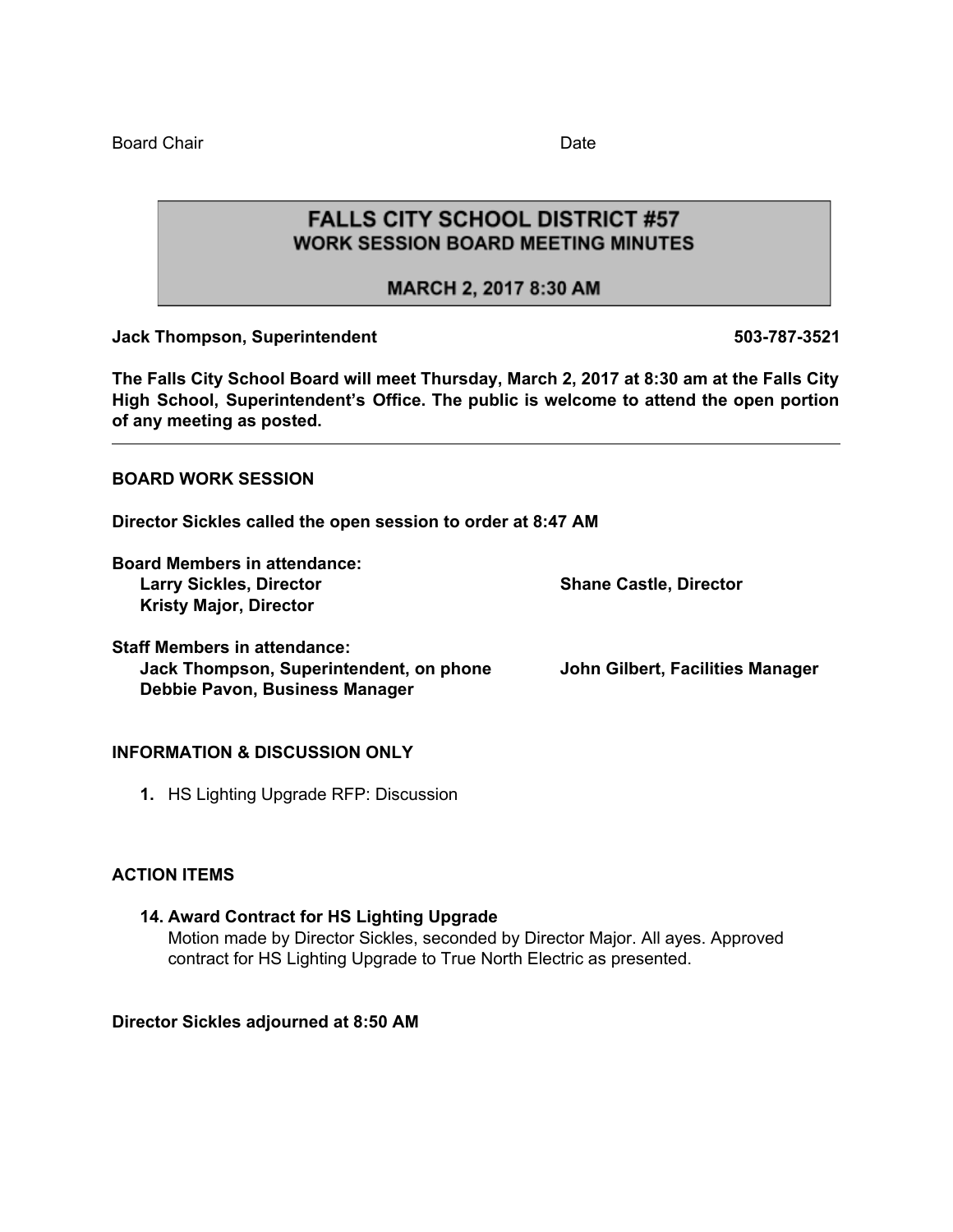Board Chair Date

# FALLS CITY SCHOOL DISTRICT #57
## WORK SESSION BOARD MEETING MINUTES

### MARCH 2, 2017 8:30 AM

**Jack Thompson, Superintendent** **503-787-3521**

**The Falls City School Board will meet Thursday, March 2, 2017 at 8:30 am at the Falls City High School, Superintendent's Office. The public is welcome to attend the open portion of any meeting as posted.**

---

**BOARD WORK SESSION**

**Director Sickles called the open session to order at 8:47 AM**

**Board Members in attendance:**
- **Larry Sickles, Director**
- **Shane Castle, Director**
- **Kristy Major, Director**

**Staff Members in attendance:**
- **Jack Thompson, Superintendent, on phone**
- **John Gilbert, Facilities Manager**
- **Debbie Pavon, Business Manager**

**INFORMATION & DISCUSSION ONLY**

1. HS Lighting Upgrade RFP: Discussion

**ACTION ITEMS**

14. **Award Contract for HS Lighting Upgrade**
    Motion made by Director Sickles, seconded by Director Major. All ayes. Approved contract for HS Lighting Upgrade to True North Electric as presented.

**Director Sickles adjourned at 8:50 AM**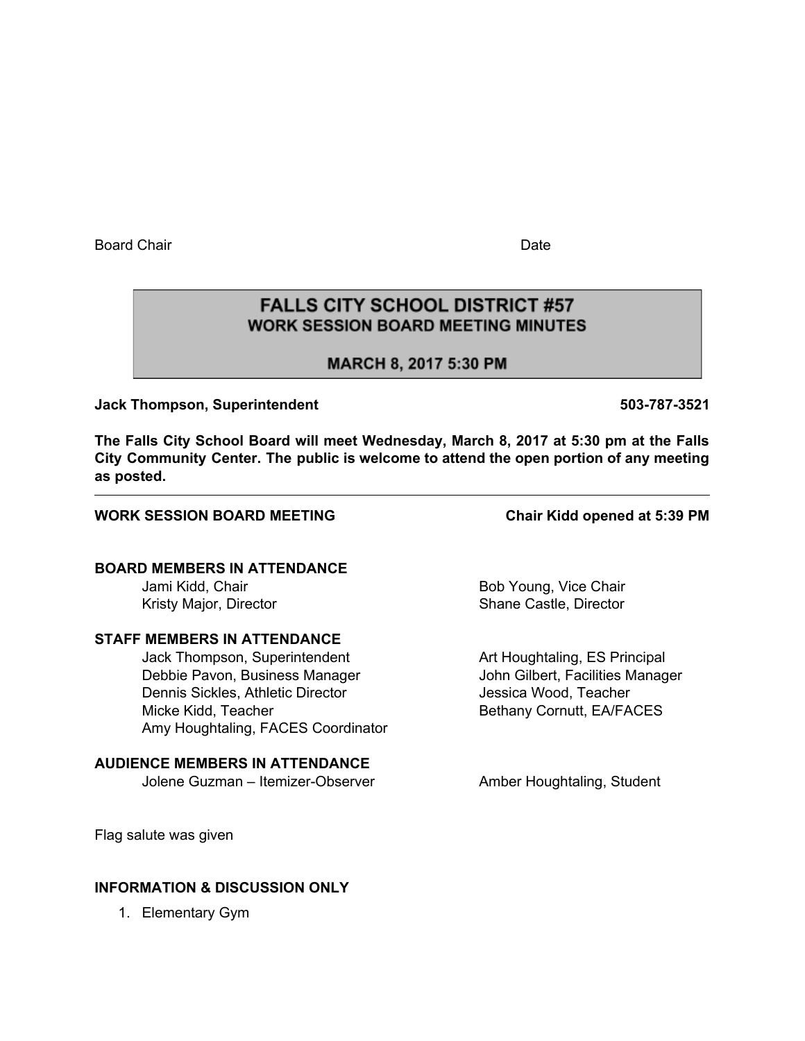Board Chair Date

# FALLS CITY SCHOOL DISTRICT #57
## WORK SESSION BOARD MEETING MINUTES
### MARCH 8, 2017 5:30 PM

**Jack Thompson, Superintendent** **503-787-3521**

**The Falls City School Board will meet Wednesday, March 8, 2017 at 5:30 pm at the Falls City Community Center. The public is welcome to attend the open portion of any meeting as posted.**

---

**WORK SESSION BOARD MEETING** **Chair Kidd opened at 5:39 PM**

**BOARD MEMBERS IN ATTENDANCE**

- Jami Kidd, Chair
- Bob Young, Vice Chair
- Kristy Major, Director
- Shane Castle, Director

**STAFF MEMBERS IN ATTENDANCE**

- Jack Thompson, Superintendent
- Art Houghtaling, ES Principal
- Debbie Pavon, Business Manager
- John Gilbert, Facilities Manager
- Dennis Sickles, Athletic Director
- Jessica Wood, Teacher
- Micke Kidd, Teacher
- Bethany Cornutt, EA/FACES
- Amy Houghtaling, FACES Coordinator

**AUDIENCE MEMBERS IN ATTENDANCE**

- Jolene Guzman – Itemizer-Observer
- Amber Houghtaling, Student

Flag salute was given

**INFORMATION & DISCUSSION ONLY**

1. Elementary Gym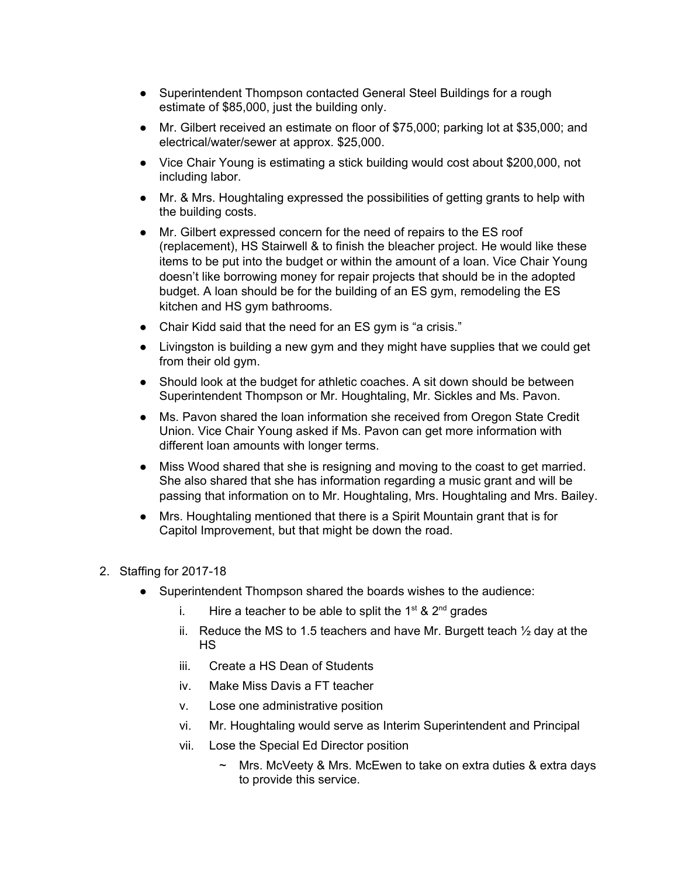- Superintendent Thompson contacted General Steel Buildings for a rough estimate of $85,000, just the building only.
- Mr. Gilbert received an estimate on floor of $75,000; parking lot at $35,000; and electrical/water/sewer at approx. $25,000.
- Vice Chair Young is estimating a stick building would cost about $200,000, not including labor.
- Mr. & Mrs. Houghtaling expressed the possibilities of getting grants to help with the building costs.
- Mr. Gilbert expressed concern for the need of repairs to the ES roof (replacement), HS Stairwell & to finish the bleacher project. He would like these items to be put into the budget or within the amount of a loan. Vice Chair Young doesn't like borrowing money for repair projects that should be in the adopted budget. A loan should be for the building of an ES gym, remodeling the ES kitchen and HS gym bathrooms.
- Chair Kidd said that the need for an ES gym is "a crisis."
- Livingston is building a new gym and they might have supplies that we could get from their old gym.
- Should look at the budget for athletic coaches. A sit down should be between Superintendent Thompson or Mr. Houghtaling, Mr. Sickles and Ms. Pavon.
- Ms. Pavon shared the loan information she received from Oregon State Credit Union. Vice Chair Young asked if Ms. Pavon can get more information with different loan amounts with longer terms.
- Miss Wood shared that she is resigning and moving to the coast to get married. She also shared that she has information regarding a music grant and will be passing that information on to Mr. Houghtaling, Mrs. Houghtaling and Mrs. Bailey.
- Mrs. Houghtaling mentioned that there is a Spirit Mountain grant that is for Capitol Improvement, but that might be down the road.

2. Staffing for 2017-18
   - Superintendent Thompson shared the boards wishes to the audience:
     i. Hire a teacher to be able to split the 1st & 2nd grades
     ii. Reduce the MS to 1.5 teachers and have Mr. Burgett teach ½ day at the HS
     iii. Create a HS Dean of Students
     iv. Make Miss Davis a FT teacher
     v. Lose one administrative position
     vi. Mr. Houghtaling would serve as Interim Superintendent and Principal
     vii. Lose the Special Ed Director position
        - ~ Mrs. McVeety & Mrs. McEwen to take on extra duties & extra days to provide this service.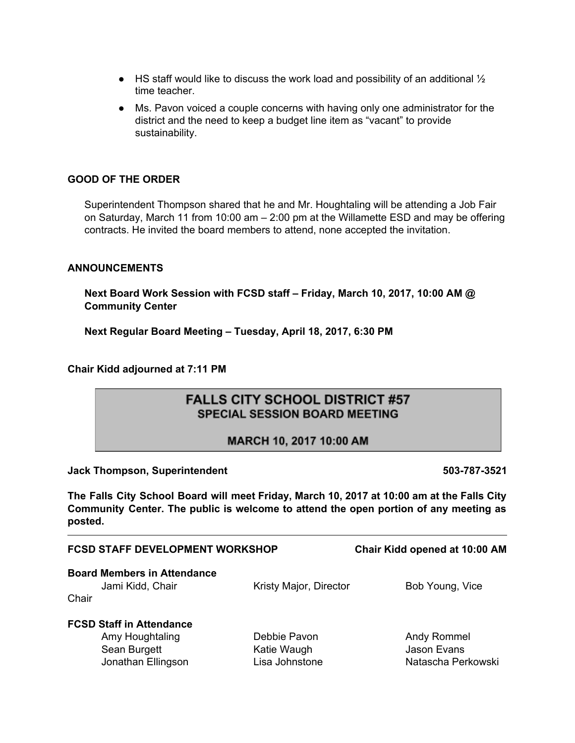- HS staff would like to discuss the work load and possibility of an additional ½ time teacher.
- Ms. Pavon voiced a couple concerns with having only one administrator for the district and the need to keep a budget line item as "vacant" to provide sustainability.

**GOOD OF THE ORDER**

Superintendent Thompson shared that he and Mr. Houghtaling will be attending a Job Fair on Saturday, March 11 from 10:00 am – 2:00 pm at the Willamette ESD and may be offering contracts. He invited the board members to attend, none accepted the invitation.

**ANNOUNCEMENTS**

**Next Board Work Session with FCSD staff – Friday, March 10, 2017, 10:00 AM @ Community Center**

**Next Regular Board Meeting – Tuesday, April 18, 2017, 6:30 PM**

**Chair Kidd adjourned at 7:11 PM**

# FALLS CITY SCHOOL DISTRICT #57
## SPECIAL SESSION BOARD MEETING
## MARCH 10, 2017 10:00 AM

**Jack Thompson, Superintendent** **503-787-3521**

**The Falls City School Board will meet Friday, March 10, 2017 at 10:00 am at the Falls City Community Center. The public is welcome to attend the open portion of any meeting as posted.**

---

**FCSD STAFF DEVELOPMENT WORKSHOP** **Chair Kidd opened at 10:00 AM**

**Board Members in Attendance**

| | | |
|---|---|---|
| Jami Kidd, Chair | Kristy Major, Director | Bob Young, Vice Chair |

**FCSD Staff in Attendance**

| | | |
|---|---|---|
| Amy Houghtaling | Debbie Pavon | Andy Rommel |
| Sean Burgett | Katie Waugh | Jason Evans |
| Jonathan Ellingson | Lisa Johnstone | Natascha Perkowski |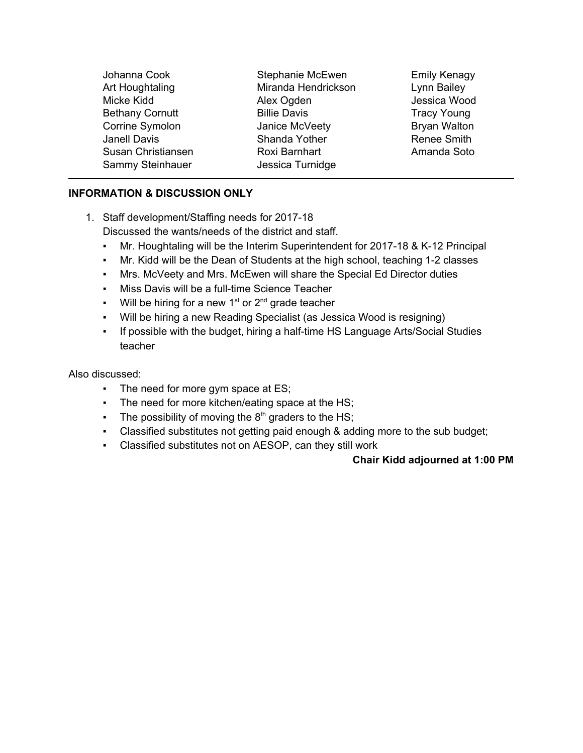| | | |
|---|---|---|
| Johanna Cook | Stephanie McEwen | Emily Kenagy |
| Art Houghtaling | Miranda Hendrickson | Lynn Bailey |
| Micke Kidd | Alex Ogden | Jessica Wood |
| Bethany Cornutt | Billie Davis | Tracy Young |
| Corrine Symolon | Janice McVeety | Bryan Walton |
| Janell Davis | Shanda Yother | Renee Smith |
| Susan Christiansen | Roxi Barnhart | Amanda Soto |
| Sammy Steinhauer | Jessica Turnidge | |

---

**INFORMATION & DISCUSSION ONLY**

1. Staff development/Staffing needs for 2017-18
   Discussed the wants/needs of the district and staff.
   - Mr. Houghtaling will be the Interim Superintendent for 2017-18 & K-12 Principal
   - Mr. Kidd will be the Dean of Students at the high school, teaching 1-2 classes
   - Mrs. McVeety and Mrs. McEwen will share the Special Ed Director duties
   - Miss Davis will be a full-time Science Teacher
   - Will be hiring for a new 1st or 2nd grade teacher
   - Will be hiring a new Reading Specialist (as Jessica Wood is resigning)
   - If possible with the budget, hiring a half-time HS Language Arts/Social Studies teacher

Also discussed:

- The need for more gym space at ES;
- The need for more kitchen/eating space at the HS;
- The possibility of moving the 8th graders to the HS;
- Classified substitutes not getting paid enough & adding more to the sub budget;
- Classified substitutes not on AESOP, can they still work

**Chair Kidd adjourned at 1:00 PM**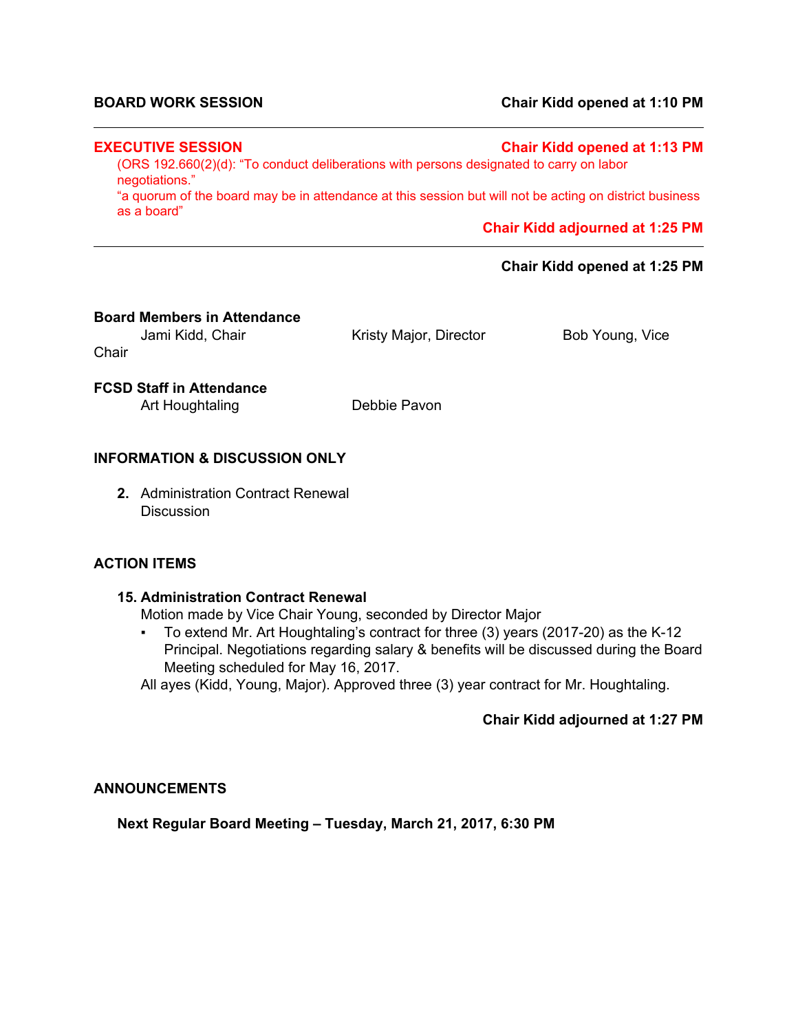**BOARD WORK SESSION** **Chair Kidd opened at 1:10 PM**

---

**EXECUTIVE SESSION** **Chair Kidd opened at 1:13 PM**

(ORS 192.660(2)(d): "To conduct deliberations with persons designated to carry on labor negotiations."

"a quorum of the board may be in attendance at this session but will not be acting on district business as a board"

**Chair Kidd adjourned at 1:25 PM**

---

**Chair Kidd opened at 1:25 PM**

**Board Members in Attendance**

Jami Kidd, Chair Kristy Major, Director Bob Young, Vice Chair

**FCSD Staff in Attendance**

Art Houghtaling Debbie Pavon

**INFORMATION & DISCUSSION ONLY**

2. Administration Contract Renewal Discussion

**ACTION ITEMS**

**15. Administration Contract Renewal**

Motion made by Vice Chair Young, seconded by Director Major

- To extend Mr. Art Houghtaling's contract for three (3) years (2017-20) as the K-12 Principal. Negotiations regarding salary & benefits will be discussed during the Board Meeting scheduled for May 16, 2017.

All ayes (Kidd, Young, Major). Approved three (3) year contract for Mr. Houghtaling.

**Chair Kidd adjourned at 1:27 PM**

**ANNOUNCEMENTS**

**Next Regular Board Meeting – Tuesday, March 21, 2017, 6:30 PM**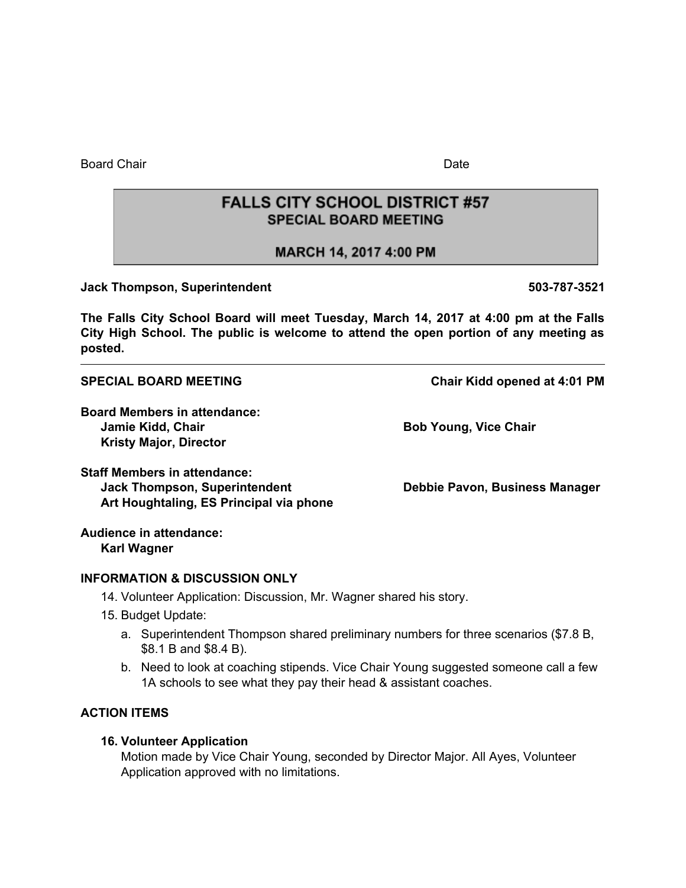Board Chair Date

# FALLS CITY SCHOOL DISTRICT #57
## SPECIAL BOARD MEETING
## MARCH 14, 2017 4:00 PM

**Jack Thompson, Superintendent 503-787-3521**

**The Falls City School Board will meet Tuesday, March 14, 2017 at 4:00 pm at the Falls City High School. The public is welcome to attend the open portion of any meeting as posted.**

---

**SPECIAL BOARD MEETING Chair Kidd opened at 4:01 PM**

**Board Members in attendance:**
- **Jamie Kidd, Chair**
- **Bob Young, Vice Chair**
- **Kristy Major, Director**

**Staff Members in attendance:**
- **Jack Thompson, Superintendent**
- **Debbie Pavon, Business Manager**
- **Art Houghtaling, ES Principal via phone**

**Audience in attendance:**
- **Karl Wagner**

**INFORMATION & DISCUSSION ONLY**

14. Volunteer Application: Discussion, Mr. Wagner shared his story.
15. Budget Update:
    a. Superintendent Thompson shared preliminary numbers for three scenarios ($7.8 B, $8.1 B and $8.4 B).
    b. Need to look at coaching stipends. Vice Chair Young suggested someone call a few 1A schools to see what they pay their head & assistant coaches.

**ACTION ITEMS**

**16. Volunteer Application**
Motion made by Vice Chair Young, seconded by Director Major. All Ayes, Volunteer Application approved with no limitations.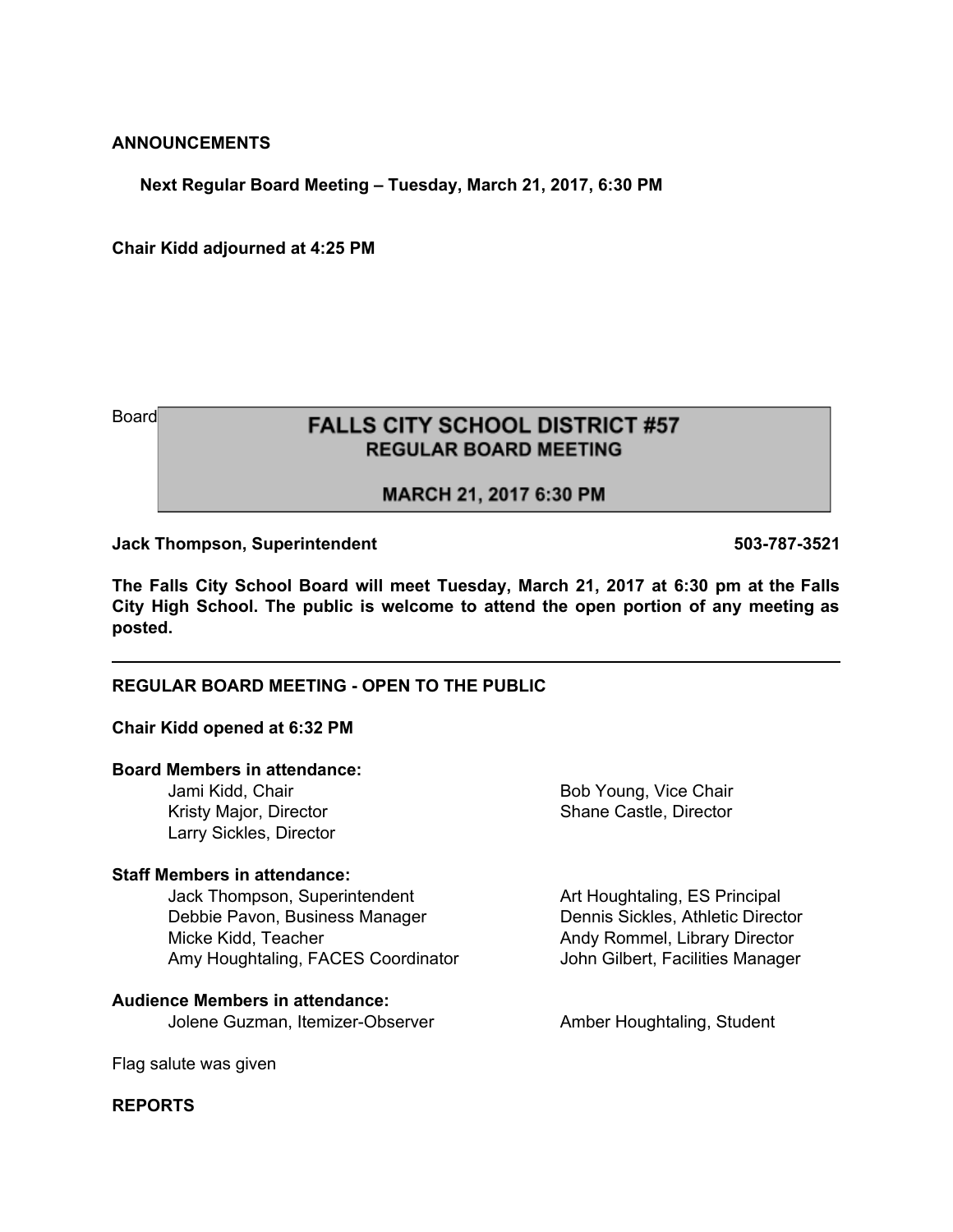**ANNOUNCEMENTS**

**Next Regular Board Meeting – Tuesday, March 21, 2017, 6:30 PM**

**Chair Kidd adjourned at 4:25 PM**

Board

# FALLS CITY SCHOOL DISTRICT #57
## REGULAR BOARD MEETING
## MARCH 21, 2017 6:30 PM

**Jack Thompson, Superintendent** **503-787-3521**

**The Falls City School Board will meet Tuesday, March 21, 2017 at 6:30 pm at the Falls City High School. The public is welcome to attend the open portion of any meeting as posted.**

---

**REGULAR BOARD MEETING - OPEN TO THE PUBLIC**

**Chair Kidd opened at 6:32 PM**

**Board Members in attendance:**

- Jami Kidd, Chair
- Bob Young, Vice Chair
- Kristy Major, Director
- Shane Castle, Director
- Larry Sickles, Director

**Staff Members in attendance:**

- Jack Thompson, Superintendent
- Art Houghtaling, ES Principal
- Debbie Pavon, Business Manager
- Dennis Sickles, Athletic Director
- Micke Kidd, Teacher
- Andy Rommel, Library Director
- Amy Houghtaling, FACES Coordinator
- John Gilbert, Facilities Manager

**Audience Members in attendance:**

- Jolene Guzman, Itemizer-Observer
- Amber Houghtaling, Student

Flag salute was given

**REPORTS**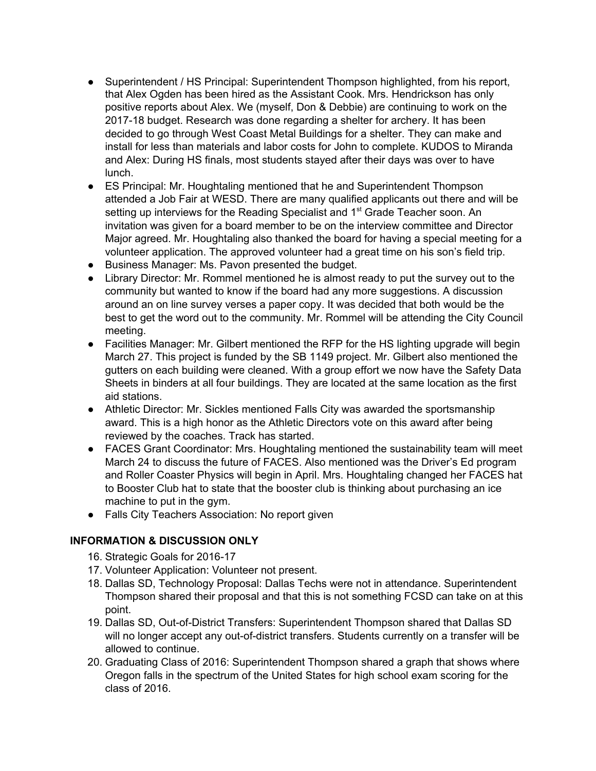- Superintendent / HS Principal: Superintendent Thompson highlighted, from his report, that Alex Ogden has been hired as the Assistant Cook. Mrs. Hendrickson has only positive reports about Alex. We (myself, Don & Debbie) are continuing to work on the 2017-18 budget. Research was done regarding a shelter for archery. It has been decided to go through West Coast Metal Buildings for a shelter. They can make and install for less than materials and labor costs for John to complete. KUDOS to Miranda and Alex: During HS finals, most students stayed after their days was over to have lunch.
- ES Principal: Mr. Houghtaling mentioned that he and Superintendent Thompson attended a Job Fair at WESD. There are many qualified applicants out there and will be setting up interviews for the Reading Specialist and 1st Grade Teacher soon. An invitation was given for a board member to be on the interview committee and Director Major agreed. Mr. Houghtaling also thanked the board for having a special meeting for a volunteer application. The approved volunteer had a great time on his son's field trip.
- Business Manager: Ms. Pavon presented the budget.
- Library Director: Mr. Rommel mentioned he is almost ready to put the survey out to the community but wanted to know if the board had any more suggestions. A discussion around an on line survey verses a paper copy. It was decided that both would be the best to get the word out to the community. Mr. Rommel will be attending the City Council meeting.
- Facilities Manager: Mr. Gilbert mentioned the RFP for the HS lighting upgrade will begin March 27. This project is funded by the SB 1149 project. Mr. Gilbert also mentioned the gutters on each building were cleaned. With a group effort we now have the Safety Data Sheets in binders at all four buildings. They are located at the same location as the first aid stations.
- Athletic Director: Mr. Sickles mentioned Falls City was awarded the sportsmanship award. This is a high honor as the Athletic Directors vote on this award after being reviewed by the coaches. Track has started.
- FACES Grant Coordinator: Mrs. Houghtaling mentioned the sustainability team will meet March 24 to discuss the future of FACES. Also mentioned was the Driver's Ed program and Roller Coaster Physics will begin in April. Mrs. Houghtaling changed her FACES hat to Booster Club hat to state that the booster club is thinking about purchasing an ice machine to put in the gym.
- Falls City Teachers Association: No report given

## INFORMATION & DISCUSSION ONLY

16. Strategic Goals for 2016-17
17. Volunteer Application: Volunteer not present.
18. Dallas SD, Technology Proposal: Dallas Techs were not in attendance. Superintendent Thompson shared their proposal and that this is not something FCSD can take on at this point.
19. Dallas SD, Out-of-District Transfers: Superintendent Thompson shared that Dallas SD will no longer accept any out-of-district transfers. Students currently on a transfer will be allowed to continue.
20. Graduating Class of 2016: Superintendent Thompson shared a graph that shows where Oregon falls in the spectrum of the United States for high school exam scoring for the class of 2016.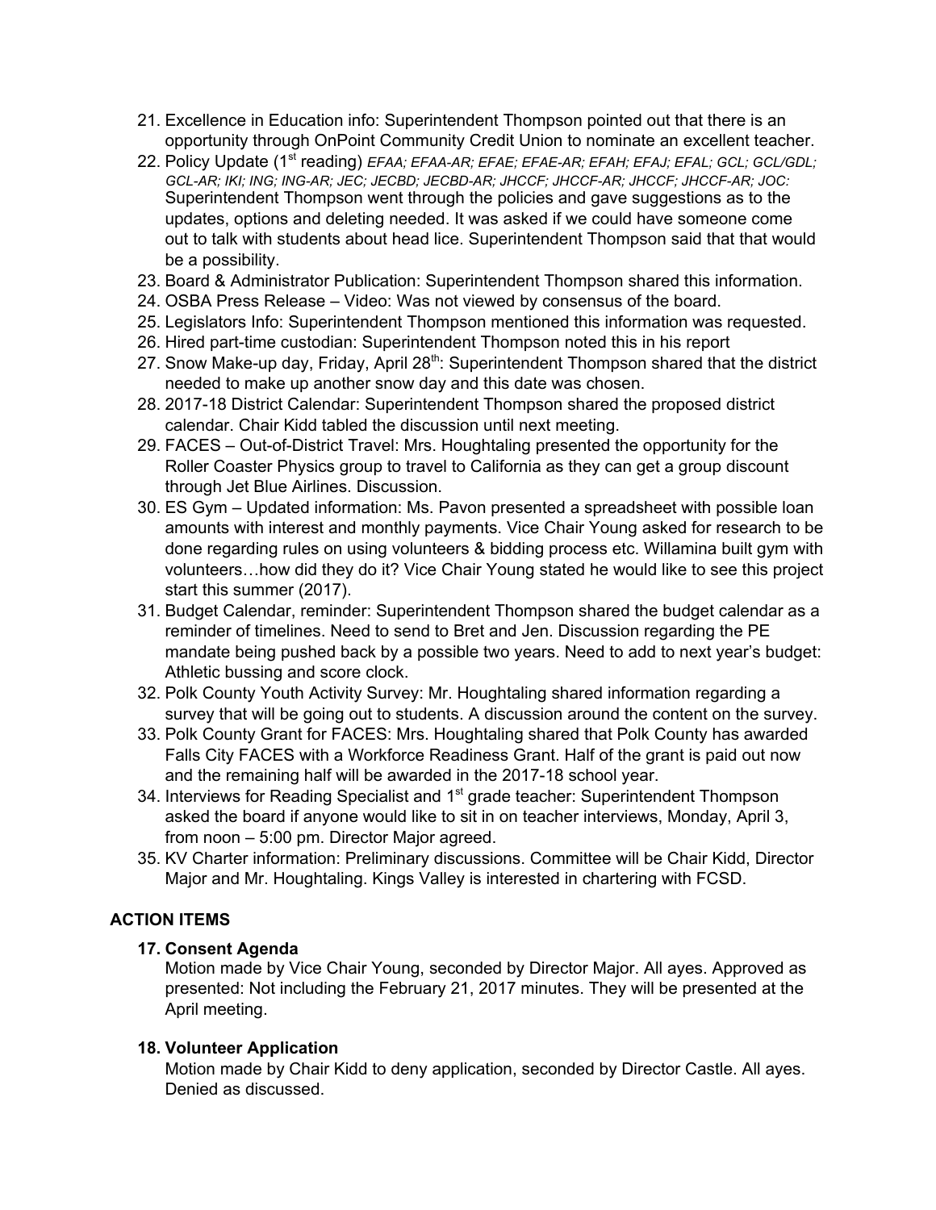21. Excellence in Education info: Superintendent Thompson pointed out that there is an opportunity through OnPoint Community Credit Union to nominate an excellent teacher.
22. Policy Update (1st reading) *EFAA; EFAA-AR; EFAE; EFAE-AR; EFAH; EFAJ; EFAL; GCL; GCL/GDL; GCL-AR; IKI; ING; ING-AR; JEC; JECBD; JECBD-AR; JHCCF; JHCCF-AR; JHCCF; JHCCF-AR; JOC:* Superintendent Thompson went through the policies and gave suggestions as to the updates, options and deleting needed. It was asked if we could have someone come out to talk with students about head lice. Superintendent Thompson said that that would be a possibility.
23. Board & Administrator Publication: Superintendent Thompson shared this information.
24. OSBA Press Release – Video: Was not viewed by consensus of the board.
25. Legislators Info: Superintendent Thompson mentioned this information was requested.
26. Hired part-time custodian: Superintendent Thompson noted this in his report
27. Snow Make-up day, Friday, April 28th: Superintendent Thompson shared that the district needed to make up another snow day and this date was chosen.
28. 2017-18 District Calendar: Superintendent Thompson shared the proposed district calendar. Chair Kidd tabled the discussion until next meeting.
29. FACES – Out-of-District Travel: Mrs. Houghtaling presented the opportunity for the Roller Coaster Physics group to travel to California as they can get a group discount through Jet Blue Airlines. Discussion.
30. ES Gym – Updated information: Ms. Pavon presented a spreadsheet with possible loan amounts with interest and monthly payments. Vice Chair Young asked for research to be done regarding rules on using volunteers & bidding process etc. Willamina built gym with volunteers…how did they do it? Vice Chair Young stated he would like to see this project start this summer (2017).
31. Budget Calendar, reminder: Superintendent Thompson shared the budget calendar as a reminder of timelines. Need to send to Bret and Jen. Discussion regarding the PE mandate being pushed back by a possible two years. Need to add to next year's budget: Athletic bussing and score clock.
32. Polk County Youth Activity Survey: Mr. Houghtaling shared information regarding a survey that will be going out to students. A discussion around the content on the survey.
33. Polk County Grant for FACES: Mrs. Houghtaling shared that Polk County has awarded Falls City FACES with a Workforce Readiness Grant. Half of the grant is paid out now and the remaining half will be awarded in the 2017-18 school year.
34. Interviews for Reading Specialist and 1st grade teacher: Superintendent Thompson asked the board if anyone would like to sit in on teacher interviews, Monday, April 3, from noon – 5:00 pm. Director Major agreed.
35. KV Charter information: Preliminary discussions. Committee will be Chair Kidd, Director Major and Mr. Houghtaling. Kings Valley is interested in chartering with FCSD.

## ACTION ITEMS

**17. Consent Agenda**

Motion made by Vice Chair Young, seconded by Director Major. All ayes. Approved as presented: Not including the February 21, 2017 minutes. They will be presented at the April meeting.

**18. Volunteer Application**

Motion made by Chair Kidd to deny application, seconded by Director Castle. All ayes. Denied as discussed.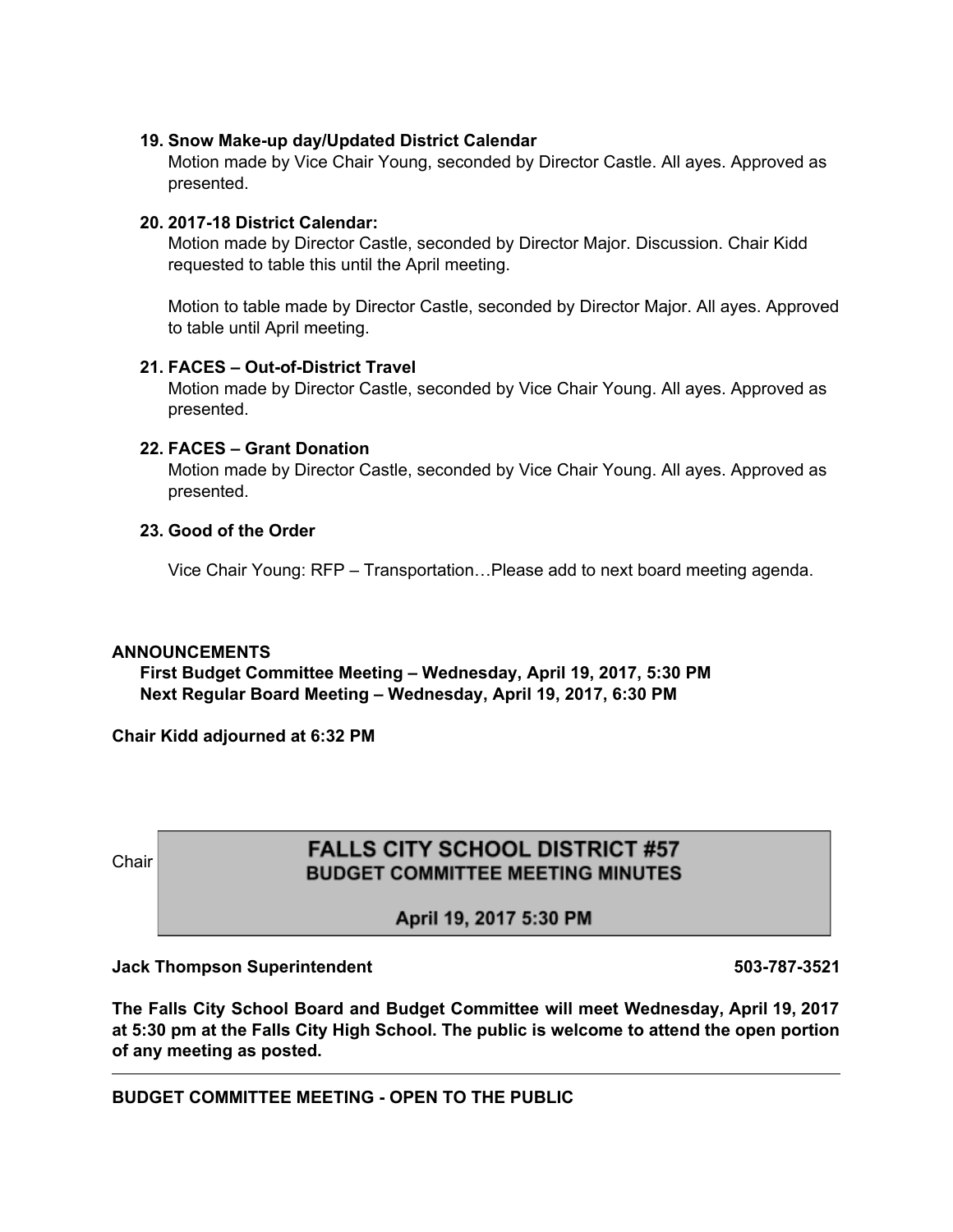**19. Snow Make-up day/Updated District Calendar**

Motion made by Vice Chair Young, seconded by Director Castle. All ayes. Approved as presented.

**20. 2017-18 District Calendar:**

Motion made by Director Castle, seconded by Director Major. Discussion. Chair Kidd requested to table this until the April meeting.

Motion to table made by Director Castle, seconded by Director Major. All ayes. Approved to table until April meeting.

**21. FACES – Out-of-District Travel**

Motion made by Director Castle, seconded by Vice Chair Young. All ayes. Approved as presented.

**22. FACES – Grant Donation**

Motion made by Director Castle, seconded by Vice Chair Young. All ayes. Approved as presented.

**23. Good of the Order**

Vice Chair Young: RFP – Transportation…Please add to next board meeting agenda.

**ANNOUNCEMENTS**

**First Budget Committee Meeting – Wednesday, April 19, 2017, 5:30 PM**
**Next Regular Board Meeting – Wednesday, April 19, 2017, 6:30 PM**

**Chair Kidd adjourned at 6:32 PM**

Chair

# FALLS CITY SCHOOL DISTRICT #57
## BUDGET COMMITTEE MEETING MINUTES

**April 19, 2017 5:30 PM**

**Jack Thompson Superintendent** **503-787-3521**

**The Falls City School Board and Budget Committee will meet Wednesday, April 19, 2017 at 5:30 pm at the Falls City High School. The public is welcome to attend the open portion of any meeting as posted.**

---

**BUDGET COMMITTEE MEETING - OPEN TO THE PUBLIC**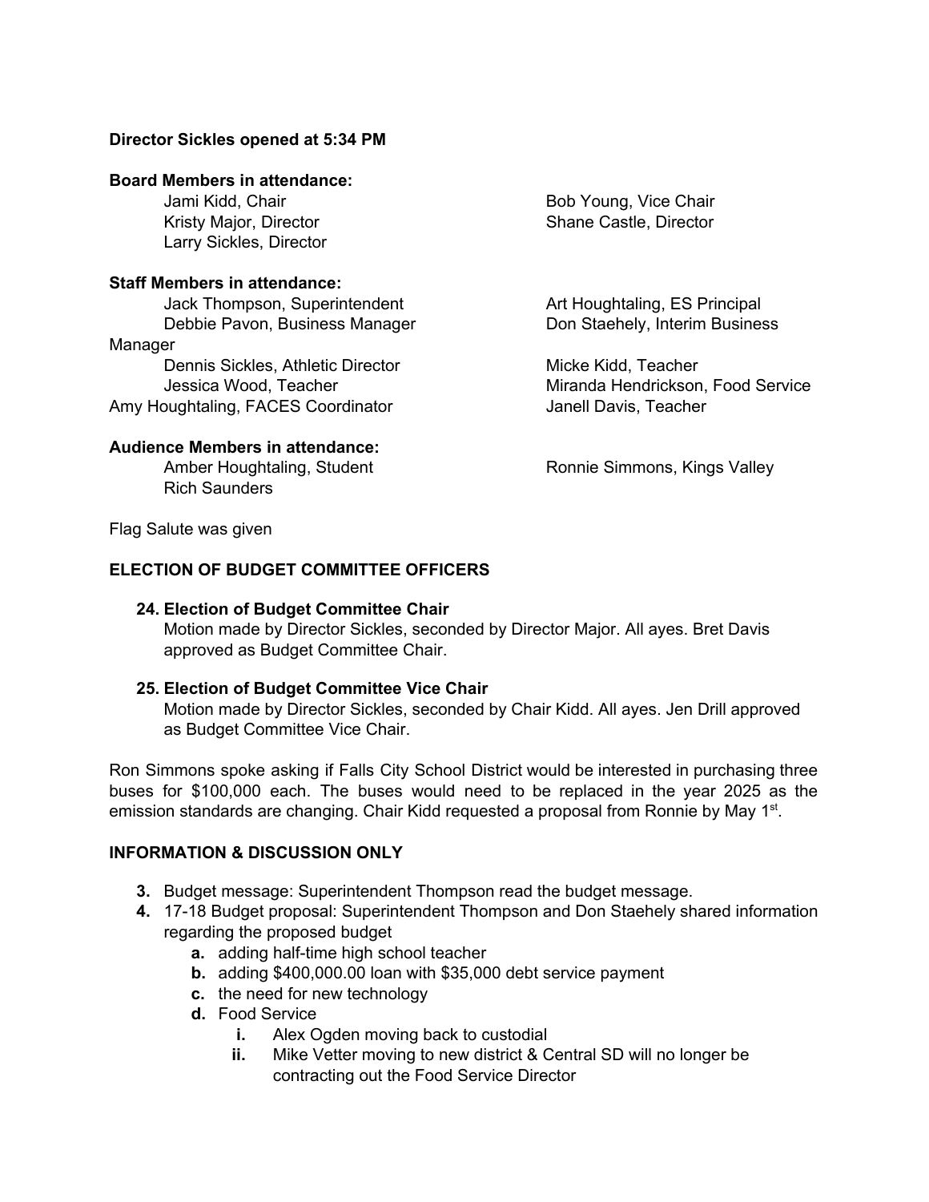**Director Sickles opened at 5:34 PM**

**Board Members in attendance:**

Jami Kidd, Chair
Bob Young, Vice Chair
Kristy Major, Director
Shane Castle, Director
Larry Sickles, Director

**Staff Members in attendance:**

Jack Thompson, Superintendent
Art Houghtaling, ES Principal
Debbie Pavon, Business Manager
Don Staehely, Interim Business Manager
Dennis Sickles, Athletic Director
Micke Kidd, Teacher
Jessica Wood, Teacher
Miranda Hendrickson, Food Service
Amy Houghtaling, FACES Coordinator
Janell Davis, Teacher

**Audience Members in attendance:**

Amber Houghtaling, Student
Ronnie Simmons, Kings Valley
Rich Saunders

Flag Salute was given

**ELECTION OF BUDGET COMMITTEE OFFICERS**

**24. Election of Budget Committee Chair**
Motion made by Director Sickles, seconded by Director Major. All ayes. Bret Davis approved as Budget Committee Chair.

**25. Election of Budget Committee Vice Chair**
Motion made by Director Sickles, seconded by Chair Kidd. All ayes. Jen Drill approved as Budget Committee Vice Chair.

Ron Simmons spoke asking if Falls City School District would be interested in purchasing three buses for $100,000 each. The buses would need to be replaced in the year 2025 as the emission standards are changing. Chair Kidd requested a proposal from Ronnie by May 1st.

**INFORMATION & DISCUSSION ONLY**

3. Budget message: Superintendent Thompson read the budget message.
4. 17-18 Budget proposal: Superintendent Thompson and Don Staehely shared information regarding the proposed budget
   a. adding half-time high school teacher
   b. adding $400,000.00 loan with $35,000 debt service payment
   c. the need for new technology
   d. Food Service
      i. Alex Ogden moving back to custodial
      ii. Mike Vetter moving to new district & Central SD will no longer be contracting out the Food Service Director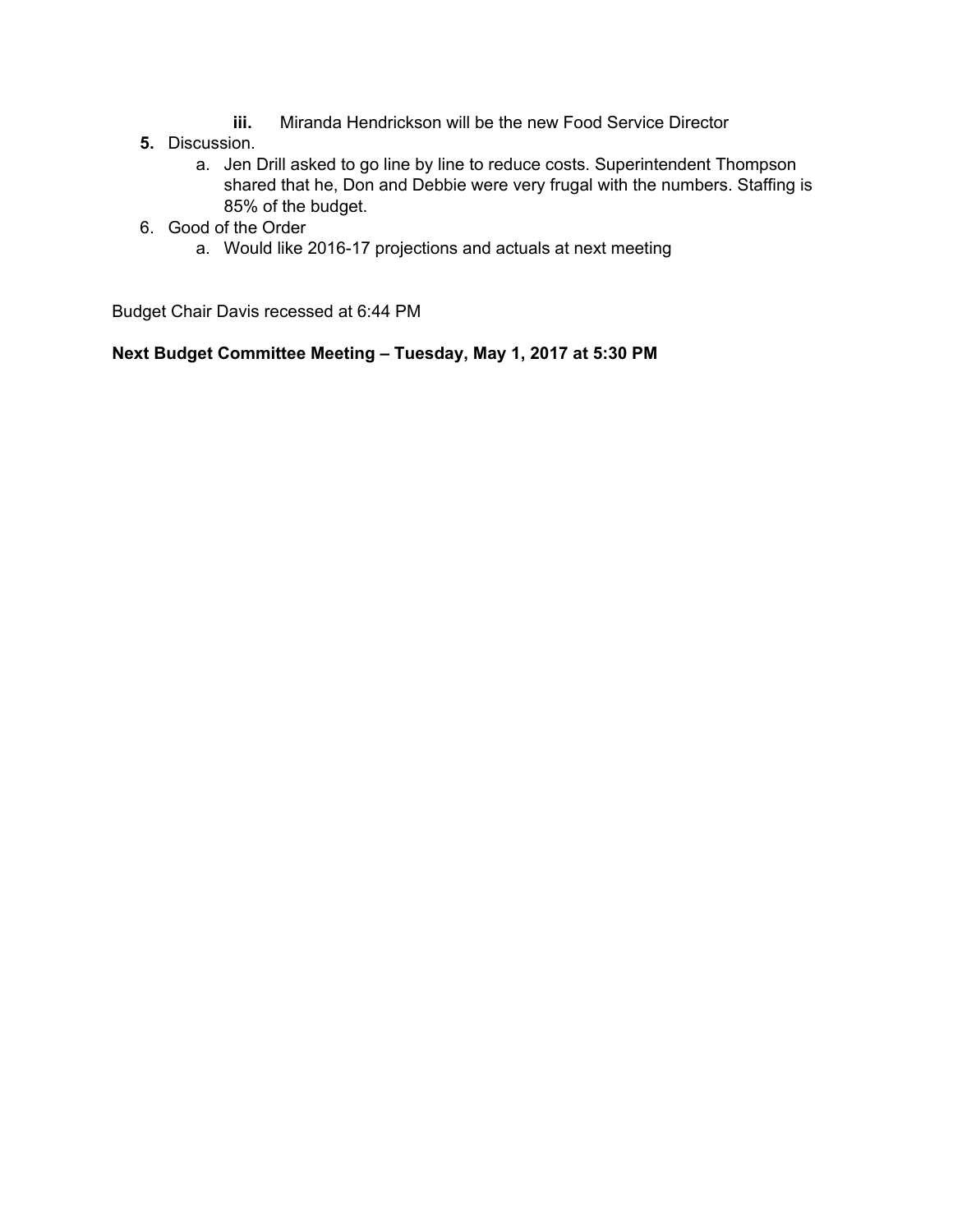- **iii.** Miranda Hendrickson will be the new Food Service Director
5. Discussion.
   a. Jen Drill asked to go line by line to reduce costs. Superintendent Thompson shared that he, Don and Debbie were very frugal with the numbers. Staffing is 85% of the budget.
6. Good of the Order
   a. Would like 2016-17 projections and actuals at next meeting

Budget Chair Davis recessed at 6:44 PM

**Next Budget Committee Meeting – Tuesday, May 1, 2017 at 5:30 PM**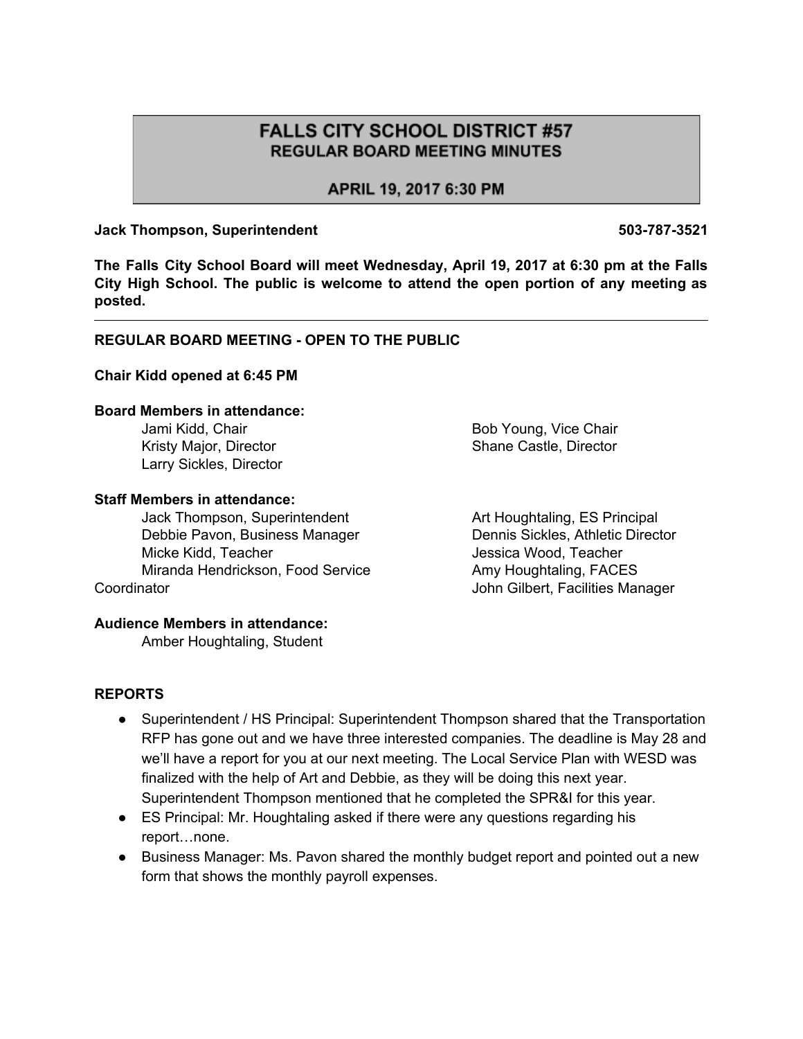# FALLS CITY SCHOOL DISTRICT #57
## REGULAR BOARD MEETING MINUTES
### APRIL 19, 2017 6:30 PM

**Jack Thompson, Superintendent** **503-787-3521**

**The Falls City School Board will meet Wednesday, April 19, 2017 at 6:30 pm at the Falls City High School. The public is welcome to attend the open portion of any meeting as posted.**

---

**REGULAR BOARD MEETING - OPEN TO THE PUBLIC**

**Chair Kidd opened at 6:45 PM**

**Board Members in attendance:**

Jami Kidd, Chair
Bob Young, Vice Chair
Kristy Major, Director
Shane Castle, Director
Larry Sickles, Director

**Staff Members in attendance:**

Jack Thompson, Superintendent
Art Houghtaling, ES Principal
Debbie Pavon, Business Manager
Dennis Sickles, Athletic Director
Micke Kidd, Teacher
Jessica Wood, Teacher
Miranda Hendrickson, Food Service Coordinator
Amy Houghtaling, FACES
John Gilbert, Facilities Manager

**Audience Members in attendance:**

Amber Houghtaling, Student

**REPORTS**

- Superintendent / HS Principal: Superintendent Thompson shared that the Transportation RFP has gone out and we have three interested companies. The deadline is May 28 and we'll have a report for you at our next meeting. The Local Service Plan with WESD was finalized with the help of Art and Debbie, as they will be doing this next year. Superintendent Thompson mentioned that he completed the SPR&I for this year.
- ES Principal: Mr. Houghtaling asked if there were any questions regarding his report…none.
- Business Manager: Ms. Pavon shared the monthly budget report and pointed out a new form that shows the monthly payroll expenses.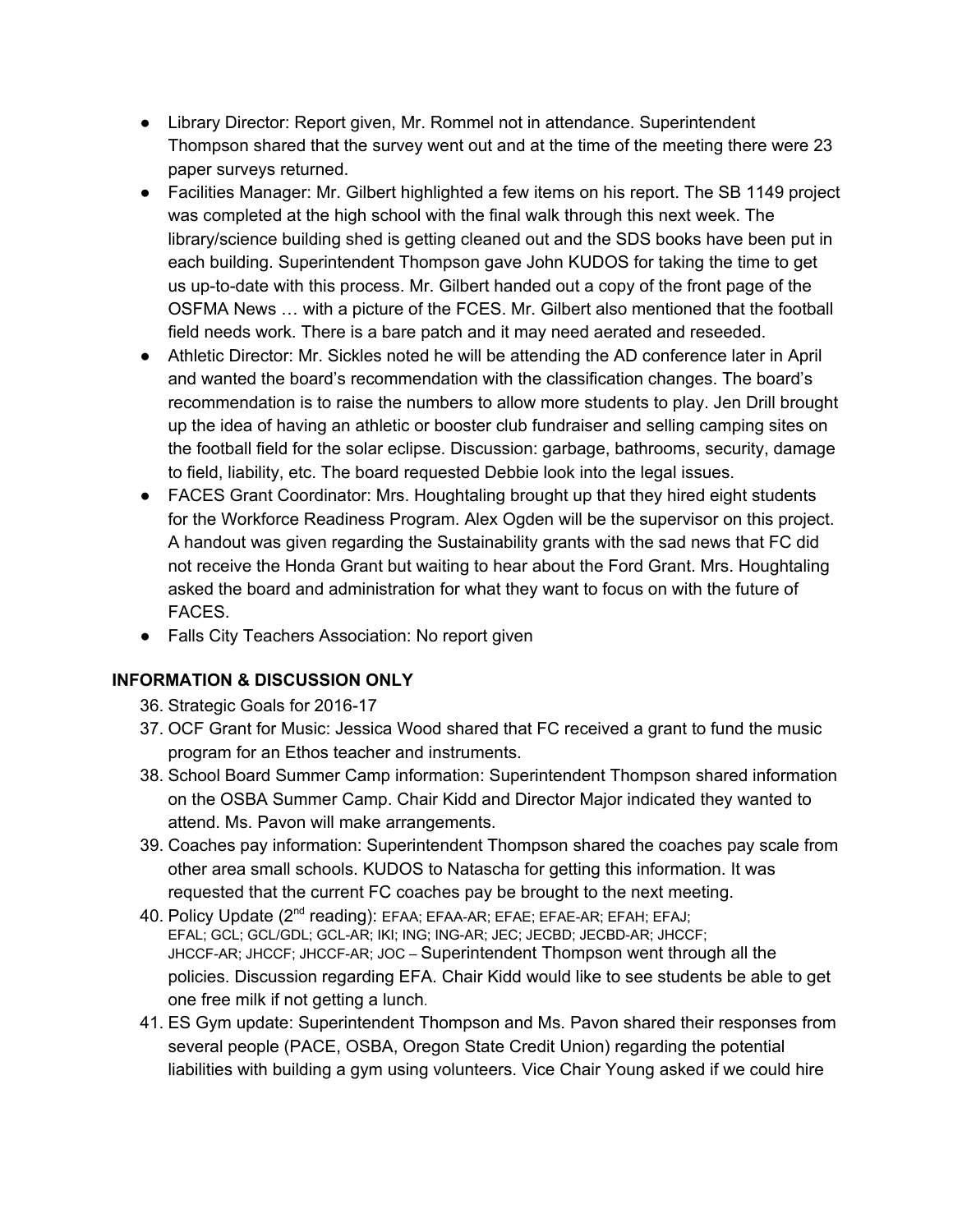- Library Director: Report given, Mr. Rommel not in attendance. Superintendent Thompson shared that the survey went out and at the time of the meeting there were 23 paper surveys returned.
- Facilities Manager: Mr. Gilbert highlighted a few items on his report. The SB 1149 project was completed at the high school with the final walk through this next week. The library/science building shed is getting cleaned out and the SDS books have been put in each building. Superintendent Thompson gave John KUDOS for taking the time to get us up-to-date with this process. Mr. Gilbert handed out a copy of the front page of the OSFMA News … with a picture of the FCES. Mr. Gilbert also mentioned that the football field needs work. There is a bare patch and it may need aerated and reseeded.
- Athletic Director: Mr. Sickles noted he will be attending the AD conference later in April and wanted the board's recommendation with the classification changes. The board's recommendation is to raise the numbers to allow more students to play. Jen Drill brought up the idea of having an athletic or booster club fundraiser and selling camping sites on the football field for the solar eclipse. Discussion: garbage, bathrooms, security, damage to field, liability, etc. The board requested Debbie look into the legal issues.
- FACES Grant Coordinator: Mrs. Houghtaling brought up that they hired eight students for the Workforce Readiness Program. Alex Ogden will be the supervisor on this project. A handout was given regarding the Sustainability grants with the sad news that FC did not receive the Honda Grant but waiting to hear about the Ford Grant. Mrs. Houghtaling asked the board and administration for what they want to focus on with the future of FACES.
- Falls City Teachers Association: No report given

**INFORMATION & DISCUSSION ONLY**

36. Strategic Goals for 2016-17
37. OCF Grant for Music: Jessica Wood shared that FC received a grant to fund the music program for an Ethos teacher and instruments.
38. School Board Summer Camp information: Superintendent Thompson shared information on the OSBA Summer Camp. Chair Kidd and Director Major indicated they wanted to attend. Ms. Pavon will make arrangements.
39. Coaches pay information: Superintendent Thompson shared the coaches pay scale from other area small schools. KUDOS to Natascha for getting this information. It was requested that the current FC coaches pay be brought to the next meeting.
40. Policy Update (2nd reading): EFAA; EFAA-AR; EFAE; EFAE-AR; EFAH; EFAJ; EFAL; GCL; GCL/GDL; GCL-AR; IKI; ING; ING-AR; JEC; JECBD; JECBD-AR; JHCCF; JHCCF-AR; JHCCF; JHCCF-AR; JOC – Superintendent Thompson went through all the policies. Discussion regarding EFA. Chair Kidd would like to see students be able to get one free milk if not getting a lunch.
41. ES Gym update: Superintendent Thompson and Ms. Pavon shared their responses from several people (PACE, OSBA, Oregon State Credit Union) regarding the potential liabilities with building a gym using volunteers. Vice Chair Young asked if we could hire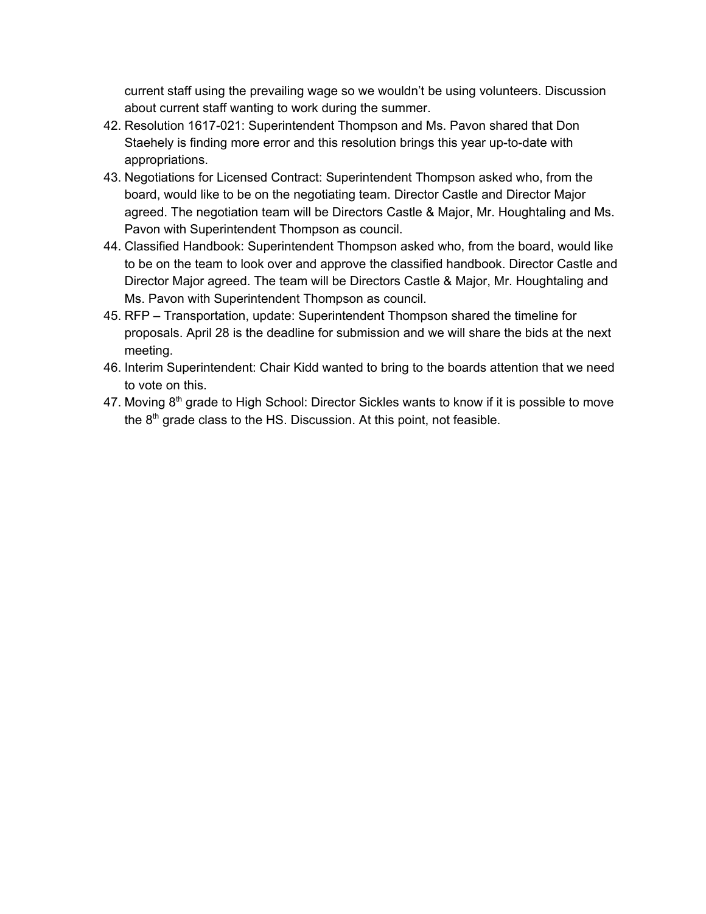current staff using the prevailing wage so we wouldn't be using volunteers. Discussion about current staff wanting to work during the summer.

42. Resolution 1617-021: Superintendent Thompson and Ms. Pavon shared that Don Staehely is finding more error and this resolution brings this year up-to-date with appropriations.
43. Negotiations for Licensed Contract: Superintendent Thompson asked who, from the board, would like to be on the negotiating team. Director Castle and Director Major agreed. The negotiation team will be Directors Castle & Major, Mr. Houghtaling and Ms. Pavon with Superintendent Thompson as council.
44. Classified Handbook: Superintendent Thompson asked who, from the board, would like to be on the team to look over and approve the classified handbook. Director Castle and Director Major agreed. The team will be Directors Castle & Major, Mr. Houghtaling and Ms. Pavon with Superintendent Thompson as council.
45. RFP – Transportation, update: Superintendent Thompson shared the timeline for proposals. April 28 is the deadline for submission and we will share the bids at the next meeting.
46. Interim Superintendent: Chair Kidd wanted to bring to the boards attention that we need to vote on this.
47. Moving 8th grade to High School: Director Sickles wants to know if it is possible to move the 8th grade class to the HS. Discussion. At this point, not feasible.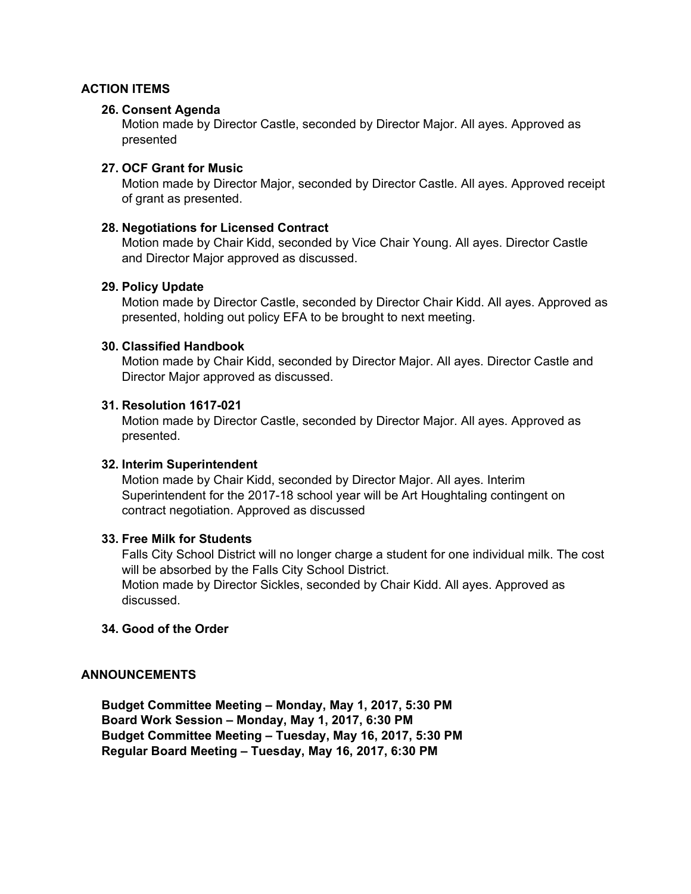## ACTION ITEMS

### 26. Consent Agenda

Motion made by Director Castle, seconded by Director Major. All ayes. Approved as presented

### 27. OCF Grant for Music

Motion made by Director Major, seconded by Director Castle. All ayes. Approved receipt of grant as presented.

### 28. Negotiations for Licensed Contract

Motion made by Chair Kidd, seconded by Vice Chair Young. All ayes. Director Castle and Director Major approved as discussed.

### 29. Policy Update

Motion made by Director Castle, seconded by Director Chair Kidd. All ayes. Approved as presented, holding out policy EFA to be brought to next meeting.

### 30. Classified Handbook

Motion made by Chair Kidd, seconded by Director Major. All ayes. Director Castle and Director Major approved as discussed.

### 31. Resolution 1617-021

Motion made by Director Castle, seconded by Director Major. All ayes. Approved as presented.

### 32. Interim Superintendent

Motion made by Chair Kidd, seconded by Director Major. All ayes. Interim Superintendent for the 2017-18 school year will be Art Houghtaling contingent on contract negotiation. Approved as discussed

### 33. Free Milk for Students

Falls City School District will no longer charge a student for one individual milk. The cost will be absorbed by the Falls City School District.

Motion made by Director Sickles, seconded by Chair Kidd. All ayes. Approved as discussed.

### 34. Good of the Order

## ANNOUNCEMENTS

**Budget Committee Meeting – Monday, May 1, 2017, 5:30 PM**
**Board Work Session – Monday, May 1, 2017, 6:30 PM**
**Budget Committee Meeting – Tuesday, May 16, 2017, 5:30 PM**
**Regular Board Meeting – Tuesday, May 16, 2017, 6:30 PM**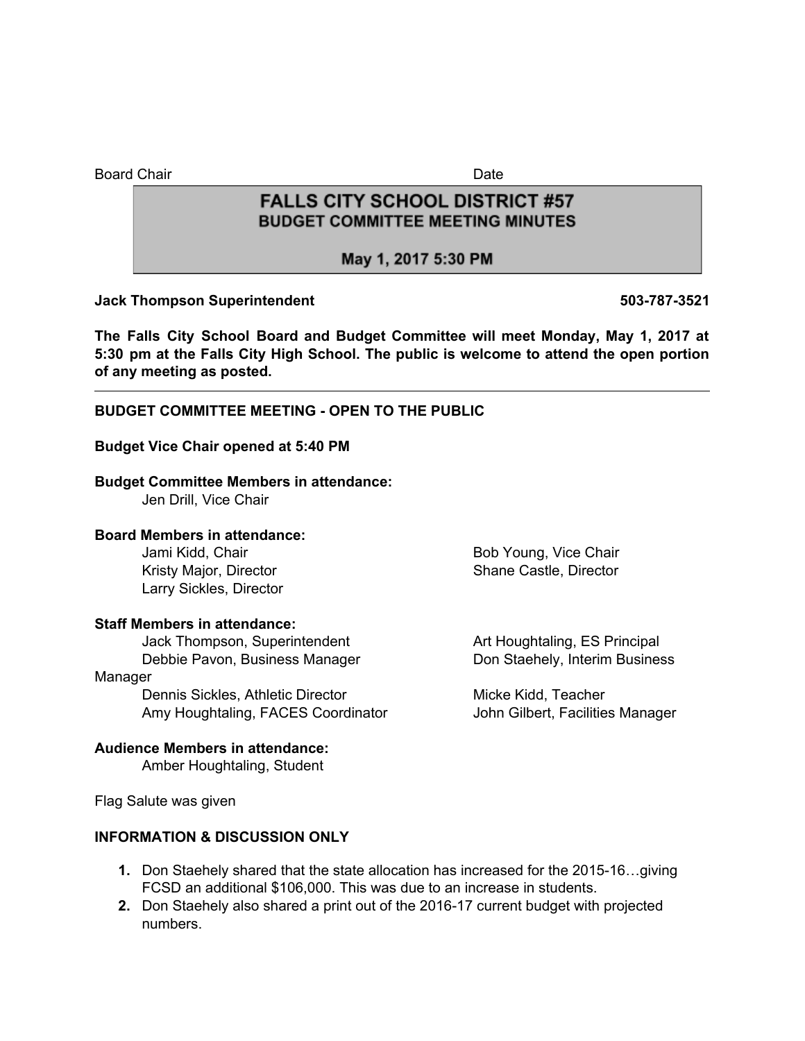Board Chair Date

# FALLS CITY SCHOOL DISTRICT #57
## BUDGET COMMITTEE MEETING MINUTES

**May 1, 2017 5:30 PM**

**Jack Thompson Superintendent 503-787-3521**

**The Falls City School Board and Budget Committee will meet Monday, May 1, 2017 at 5:30 pm at the Falls City High School. The public is welcome to attend the open portion of any meeting as posted.**

---

**BUDGET COMMITTEE MEETING - OPEN TO THE PUBLIC**

**Budget Vice Chair opened at 5:40 PM**

**Budget Committee Members in attendance:**

Jen Drill, Vice Chair

**Board Members in attendance:**

Jami Kidd, Chair
Bob Young, Vice Chair
Kristy Major, Director
Shane Castle, Director
Larry Sickles, Director

**Staff Members in attendance:**

Jack Thompson, Superintendent
Art Houghtaling, ES Principal
Debbie Pavon, Business Manager
Don Staehely, Interim Business Manager
Dennis Sickles, Athletic Director
Micke Kidd, Teacher
Amy Houghtaling, FACES Coordinator
John Gilbert, Facilities Manager

**Audience Members in attendance:**

Amber Houghtaling, Student

Flag Salute was given

**INFORMATION & DISCUSSION ONLY**

1. Don Staehely shared that the state allocation has increased for the 2015-16…giving FCSD an additional $106,000. This was due to an increase in students.
2. Don Staehely also shared a print out of the 2016-17 current budget with projected numbers.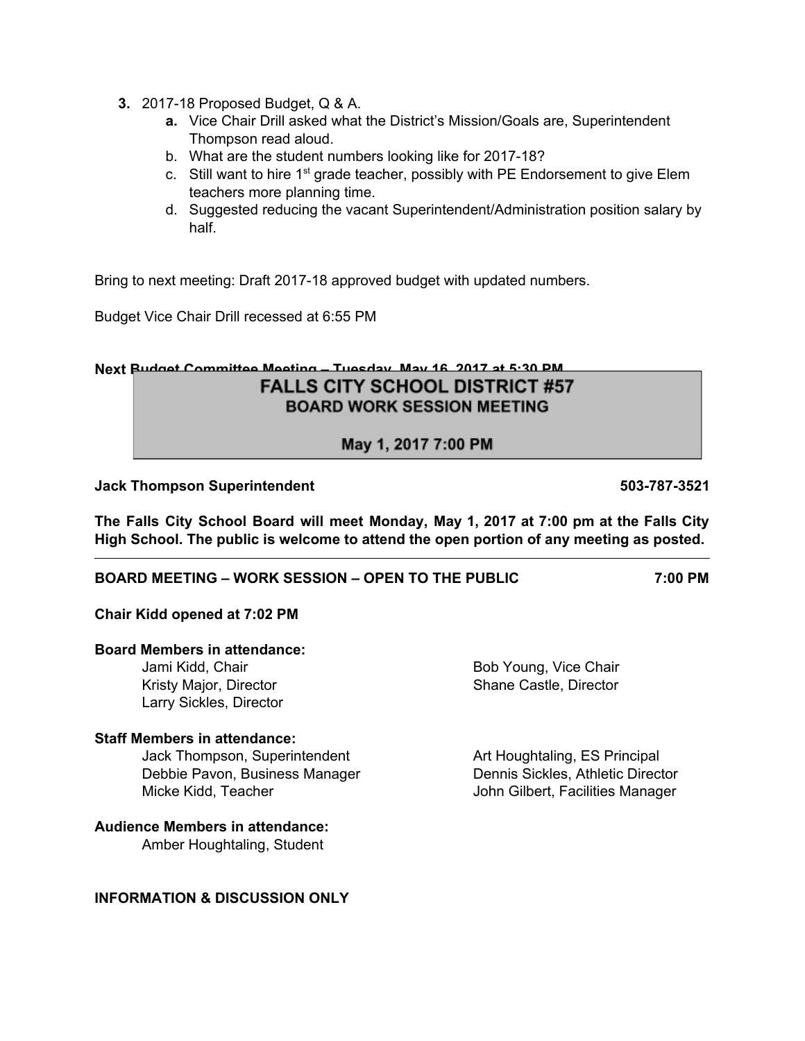3. 2017-18 Proposed Budget, Q & A.
   a. Vice Chair Drill asked what the District's Mission/Goals are, Superintendent Thompson read aloud.
   b. What are the student numbers looking like for 2017-18?
   c. Still want to hire 1st grade teacher, possibly with PE Endorsement to give Elem teachers more planning time.
   d. Suggested reducing the vacant Superintendent/Administration position salary by half.

Bring to next meeting: Draft 2017-18 approved budget with updated numbers.

Budget Vice Chair Drill recessed at 6:55 PM

**Next Budget Committee Meeting – Tuesday, May 16, 2017 at 5:30 PM**

## FALLS CITY SCHOOL DISTRICT #57
### BOARD WORK SESSION MEETING

**May 1, 2017 7:00 PM**

**Jack Thompson Superintendent 503-787-3521**

**The Falls City School Board will meet Monday, May 1, 2017 at 7:00 pm at the Falls City High School. The public is welcome to attend the open portion of any meeting as posted.**

---

**BOARD MEETING – WORK SESSION – OPEN TO THE PUBLIC 7:00 PM**

**Chair Kidd opened at 7:02 PM**

**Board Members in attendance:**

Jami Kidd, Chair
Bob Young, Vice Chair
Kristy Major, Director
Shane Castle, Director
Larry Sickles, Director

**Staff Members in attendance:**

Jack Thompson, Superintendent
Art Houghtaling, ES Principal
Debbie Pavon, Business Manager
Dennis Sickles, Athletic Director
Micke Kidd, Teacher
John Gilbert, Facilities Manager

**Audience Members in attendance:**

Amber Houghtaling, Student

**INFORMATION & DISCUSSION ONLY**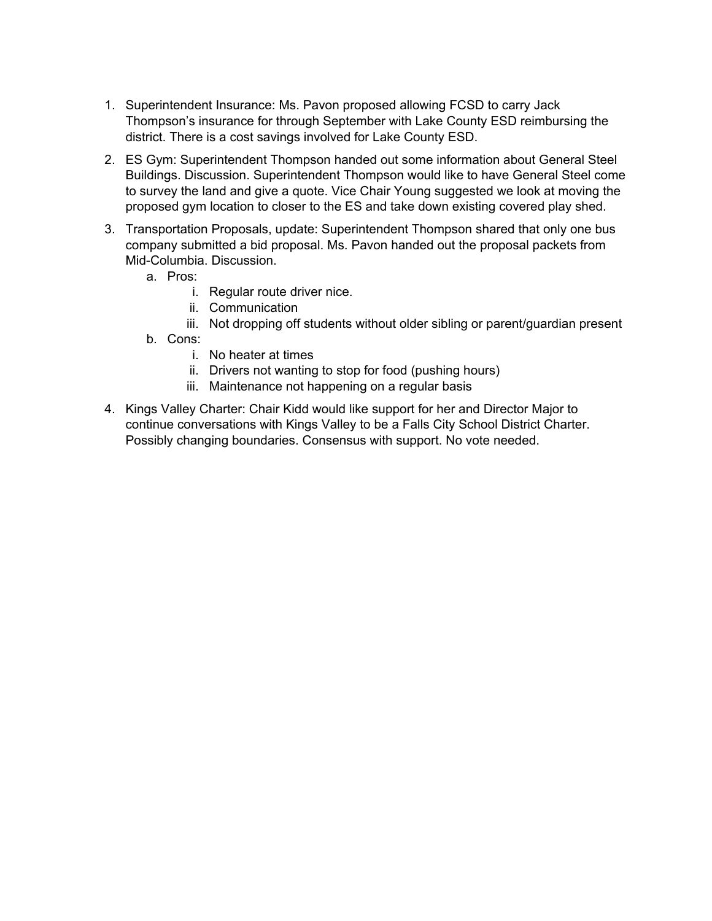1. Superintendent Insurance: Ms. Pavon proposed allowing FCSD to carry Jack Thompson's insurance for through September with Lake County ESD reimbursing the district. There is a cost savings involved for Lake County ESD.
2. ES Gym: Superintendent Thompson handed out some information about General Steel Buildings. Discussion. Superintendent Thompson would like to have General Steel come to survey the land and give a quote. Vice Chair Young suggested we look at moving the proposed gym location to closer to the ES and take down existing covered play shed.
3. Transportation Proposals, update: Superintendent Thompson shared that only one bus company submitted a bid proposal. Ms. Pavon handed out the proposal packets from Mid-Columbia. Discussion.
    a. Pros:
        i. Regular route driver nice.
        ii. Communication
        iii. Not dropping off students without older sibling or parent/guardian present
    b. Cons:
        i. No heater at times
        ii. Drivers not wanting to stop for food (pushing hours)
        iii. Maintenance not happening on a regular basis
4. Kings Valley Charter: Chair Kidd would like support for her and Director Major to continue conversations with Kings Valley to be a Falls City School District Charter. Possibly changing boundaries. Consensus with support. No vote needed.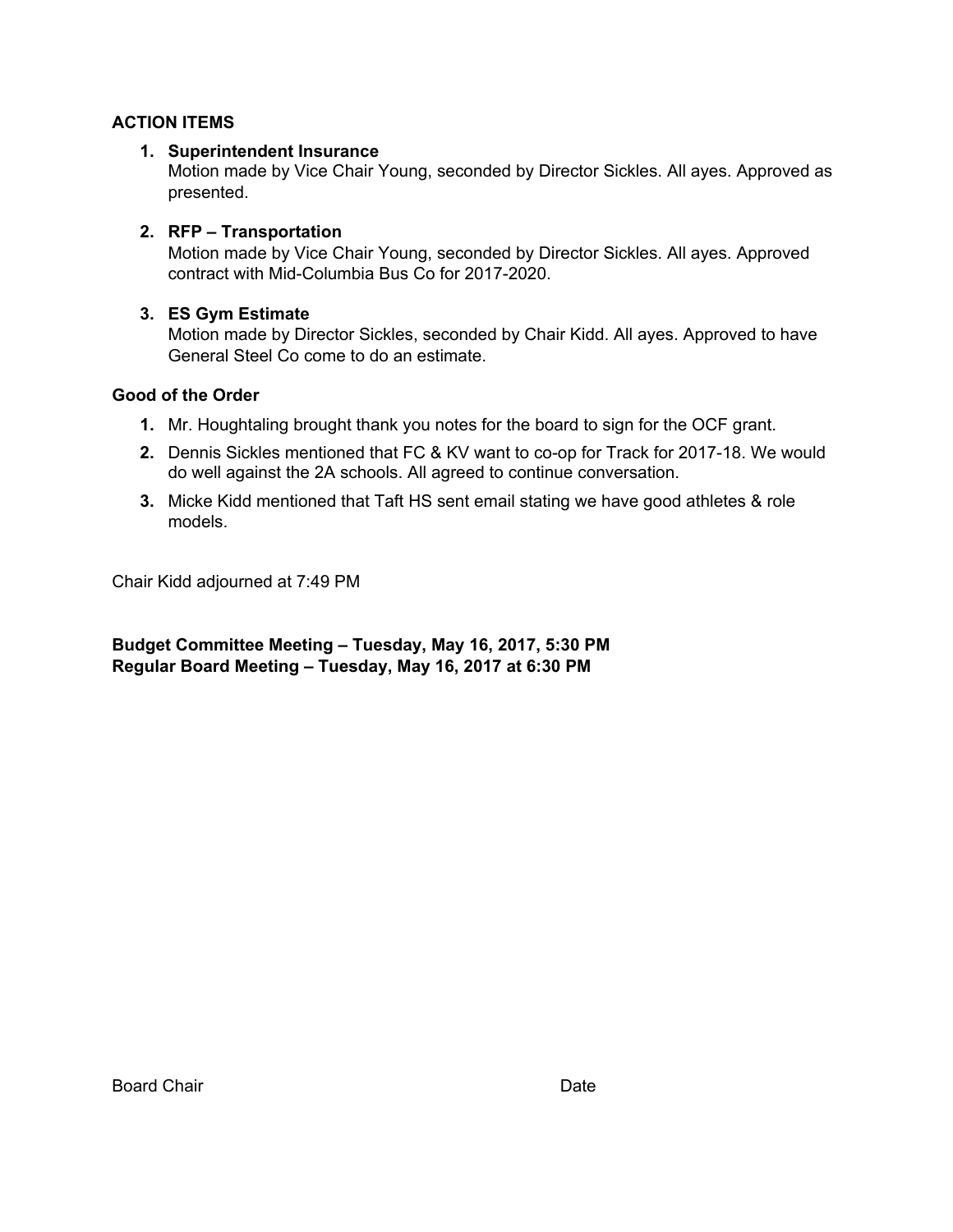**ACTION ITEMS**

1. **Superintendent Insurance**
   Motion made by Vice Chair Young, seconded by Director Sickles. All ayes. Approved as presented.

2. **RFP – Transportation**
   Motion made by Vice Chair Young, seconded by Director Sickles. All ayes. Approved contract with Mid-Columbia Bus Co for 2017-2020.

3. **ES Gym Estimate**
   Motion made by Director Sickles, seconded by Chair Kidd. All ayes. Approved to have General Steel Co come to do an estimate.

**Good of the Order**

1. Mr. Houghtaling brought thank you notes for the board to sign for the OCF grant.
2. Dennis Sickles mentioned that FC & KV want to co-op for Track for 2017-18. We would do well against the 2A schools. All agreed to continue conversation.
3. Micke Kidd mentioned that Taft HS sent email stating we have good athletes & role models.

Chair Kidd adjourned at 7:49 PM

**Budget Committee Meeting – Tuesday, May 16, 2017, 5:30 PM**
**Regular Board Meeting – Tuesday, May 16, 2017 at 6:30 PM**

Board Chair Date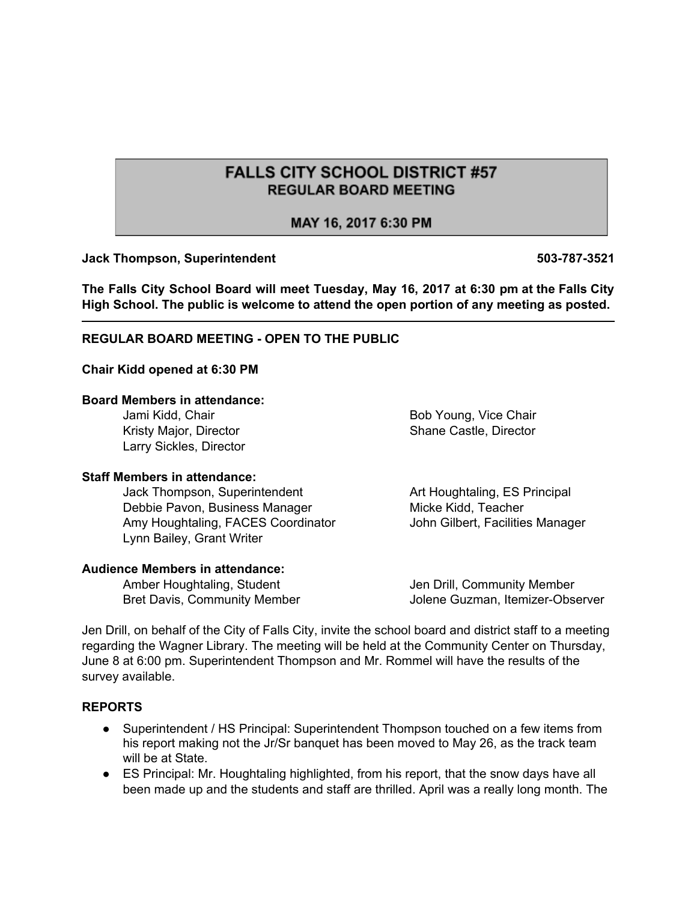# FALLS CITY SCHOOL DISTRICT #57

## REGULAR BOARD MEETING

## MAY 16, 2017 6:30 PM

**Jack Thompson, Superintendent** **503-787-3521**

**The Falls City School Board will meet Tuesday, May 16, 2017 at 6:30 pm at the Falls City High School. The public is welcome to attend the open portion of any meeting as posted.**

---

**REGULAR BOARD MEETING - OPEN TO THE PUBLIC**

**Chair Kidd opened at 6:30 PM**

**Board Members in attendance:**

- Jami Kidd, Chair
- Bob Young, Vice Chair
- Kristy Major, Director
- Shane Castle, Director
- Larry Sickles, Director

**Staff Members in attendance:**

- Jack Thompson, Superintendent
- Art Houghtaling, ES Principal
- Debbie Pavon, Business Manager
- Micke Kidd, Teacher
- Amy Houghtaling, FACES Coordinator
- John Gilbert, Facilities Manager
- Lynn Bailey, Grant Writer

**Audience Members in attendance:**

- Amber Houghtaling, Student
- Jen Drill, Community Member
- Bret Davis, Community Member
- Jolene Guzman, Itemizer-Observer

Jen Drill, on behalf of the City of Falls City, invite the school board and district staff to a meeting regarding the Wagner Library. The meeting will be held at the Community Center on Thursday, June 8 at 6:00 pm. Superintendent Thompson and Mr. Rommel will have the results of the survey available.

**REPORTS**

- Superintendent / HS Principal: Superintendent Thompson touched on a few items from his report making not the Jr/Sr banquet has been moved to May 26, as the track team will be at State.
- ES Principal: Mr. Houghtaling highlighted, from his report, that the snow days have all been made up and the students and staff are thrilled. April was a really long month. The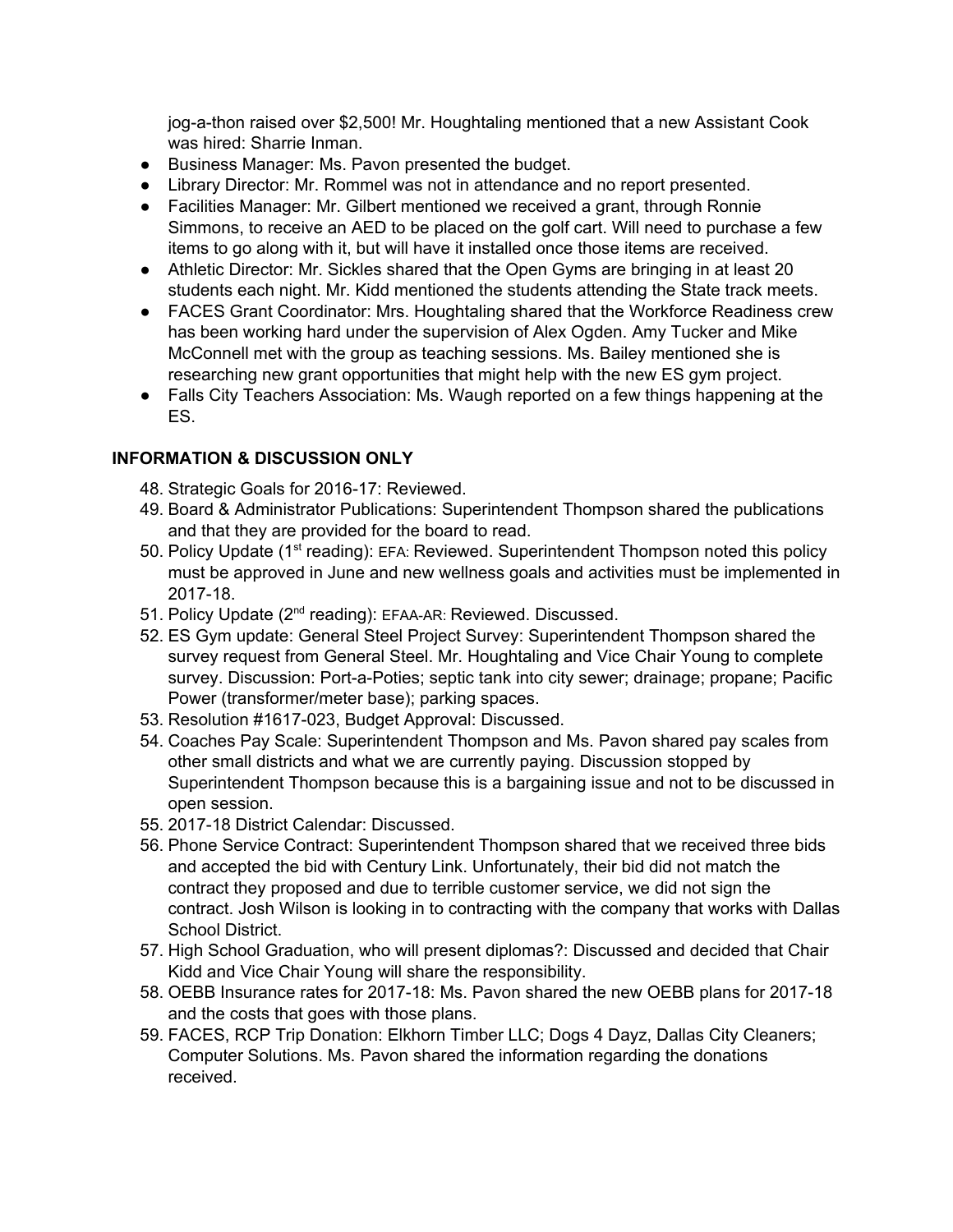jog-a-thon raised over $2,500! Mr. Houghtaling mentioned that a new Assistant Cook was hired: Sharrie Inman.

- Business Manager: Ms. Pavon presented the budget.
- Library Director: Mr. Rommel was not in attendance and no report presented.
- Facilities Manager: Mr. Gilbert mentioned we received a grant, through Ronnie Simmons, to receive an AED to be placed on the golf cart. Will need to purchase a few items to go along with it, but will have it installed once those items are received.
- Athletic Director: Mr. Sickles shared that the Open Gyms are bringing in at least 20 students each night. Mr. Kidd mentioned the students attending the State track meets.
- FACES Grant Coordinator: Mrs. Houghtaling shared that the Workforce Readiness crew has been working hard under the supervision of Alex Ogden. Amy Tucker and Mike McConnell met with the group as teaching sessions. Ms. Bailey mentioned she is researching new grant opportunities that might help with the new ES gym project.
- Falls City Teachers Association: Ms. Waugh reported on a few things happening at the ES.

**INFORMATION & DISCUSSION ONLY**

48. Strategic Goals for 2016-17: Reviewed.
49. Board & Administrator Publications: Superintendent Thompson shared the publications and that they are provided for the board to read.
50. Policy Update (1st reading): EFA: Reviewed. Superintendent Thompson noted this policy must be approved in June and new wellness goals and activities must be implemented in 2017-18.
51. Policy Update (2nd reading): EFAA-AR: Reviewed. Discussed.
52. ES Gym update: General Steel Project Survey: Superintendent Thompson shared the survey request from General Steel. Mr. Houghtaling and Vice Chair Young to complete survey. Discussion: Port-a-Poties; septic tank into city sewer; drainage; propane; Pacific Power (transformer/meter base); parking spaces.
53. Resolution #1617-023, Budget Approval: Discussed.
54. Coaches Pay Scale: Superintendent Thompson and Ms. Pavon shared pay scales from other small districts and what we are currently paying. Discussion stopped by Superintendent Thompson because this is a bargaining issue and not to be discussed in open session.
55. 2017-18 District Calendar: Discussed.
56. Phone Service Contract: Superintendent Thompson shared that we received three bids and accepted the bid with Century Link. Unfortunately, their bid did not match the contract they proposed and due to terrible customer service, we did not sign the contract. Josh Wilson is looking in to contracting with the company that works with Dallas School District.
57. High School Graduation, who will present diplomas?: Discussed and decided that Chair Kidd and Vice Chair Young will share the responsibility.
58. OEBB Insurance rates for 2017-18: Ms. Pavon shared the new OEBB plans for 2017-18 and the costs that goes with those plans.
59. FACES, RCP Trip Donation: Elkhorn Timber LLC; Dogs 4 Dayz, Dallas City Cleaners; Computer Solutions. Ms. Pavon shared the information regarding the donations received.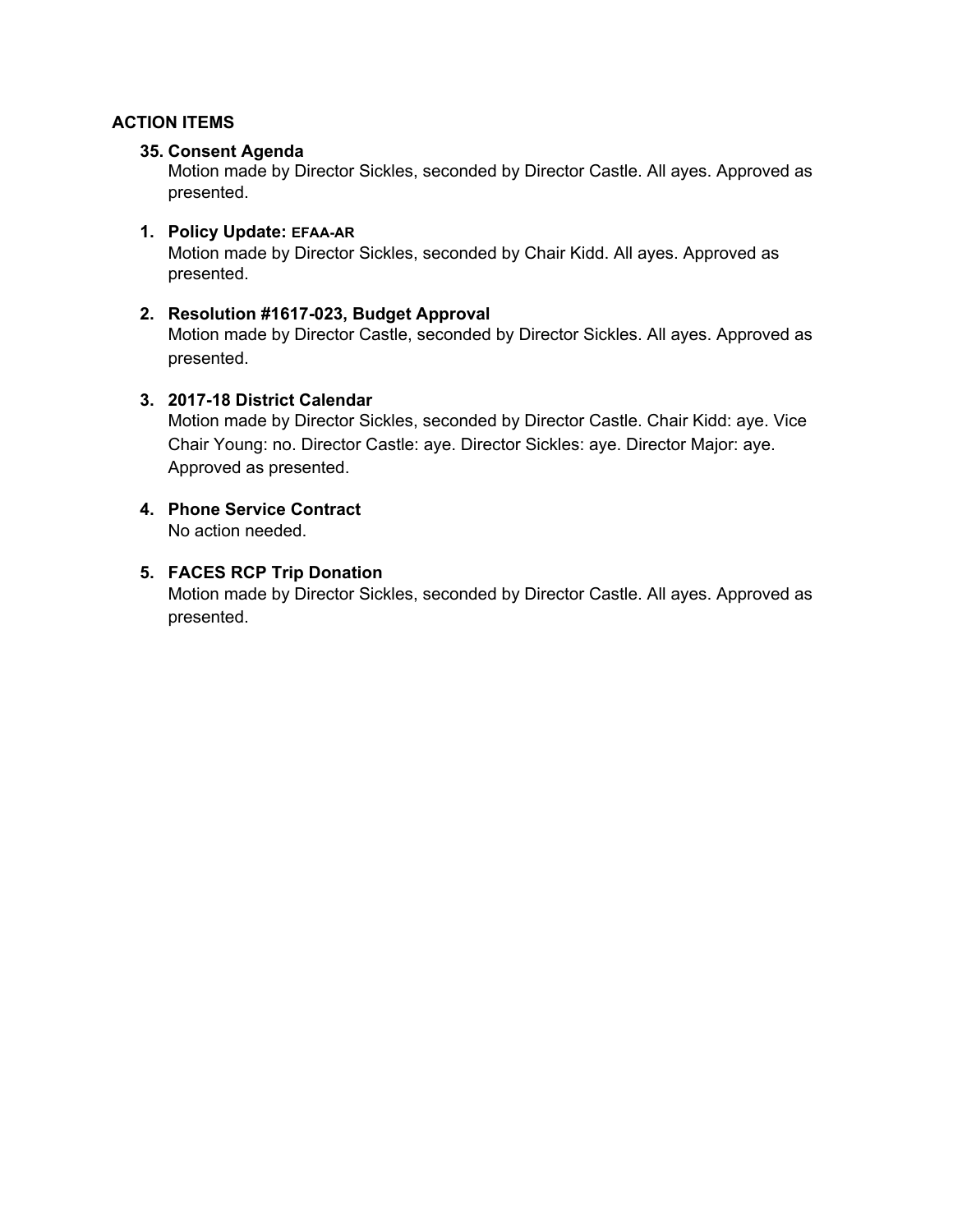**ACTION ITEMS**

**35. Consent Agenda**

Motion made by Director Sickles, seconded by Director Castle. All ayes. Approved as presented.

**1. Policy Update: EFAA-AR**

Motion made by Director Sickles, seconded by Chair Kidd. All ayes. Approved as presented.

**2. Resolution #1617-023, Budget Approval**

Motion made by Director Castle, seconded by Director Sickles. All ayes. Approved as presented.

**3. 2017-18 District Calendar**

Motion made by Director Sickles, seconded by Director Castle. Chair Kidd: aye. Vice Chair Young: no. Director Castle: aye. Director Sickles: aye. Director Major: aye. Approved as presented.

**4. Phone Service Contract**

No action needed.

**5. FACES RCP Trip Donation**

Motion made by Director Sickles, seconded by Director Castle. All ayes. Approved as presented.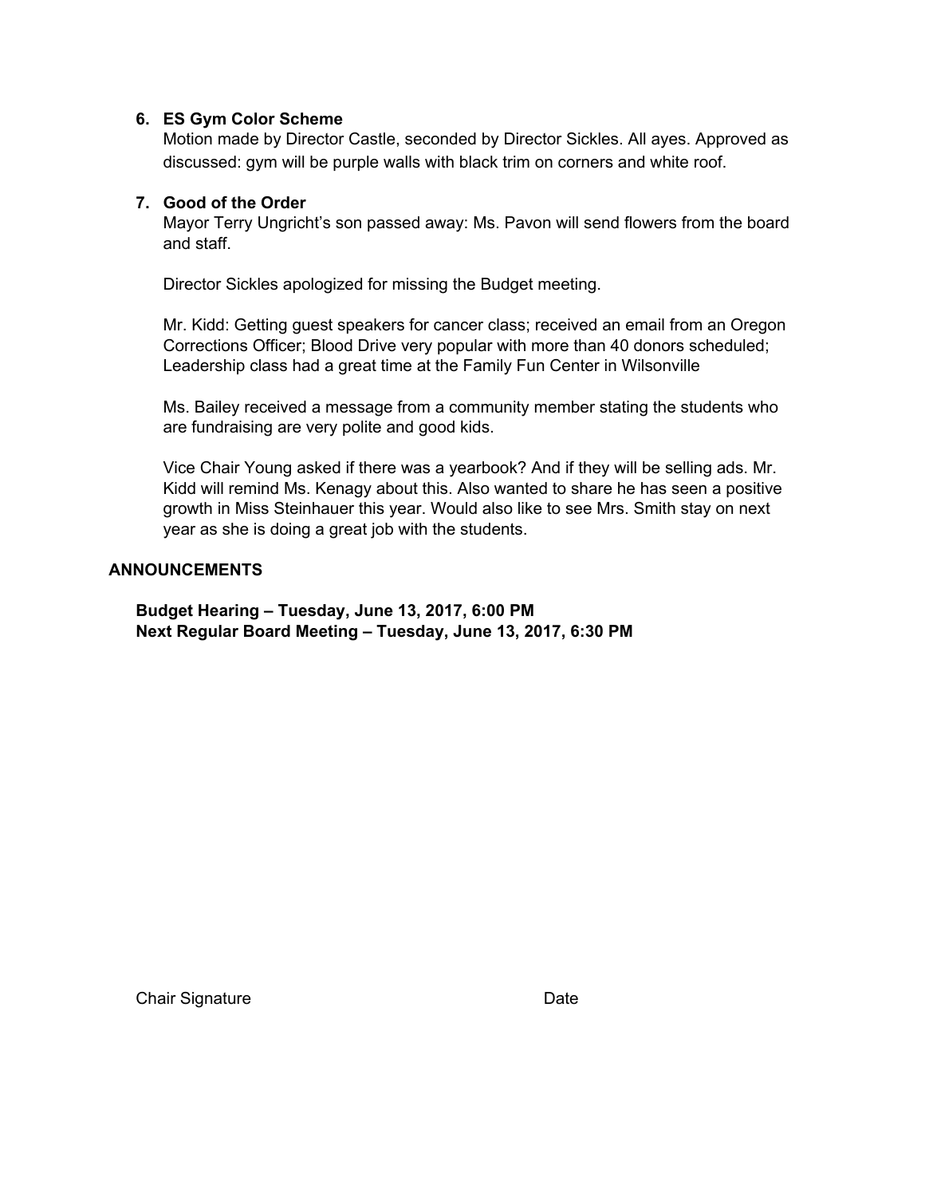6. **ES Gym Color Scheme**
   Motion made by Director Castle, seconded by Director Sickles. All ayes. Approved as discussed: gym will be purple walls with black trim on corners and white roof.

7. **Good of the Order**
   Mayor Terry Ungricht's son passed away: Ms. Pavon will send flowers from the board and staff.

   Director Sickles apologized for missing the Budget meeting.

   Mr. Kidd: Getting guest speakers for cancer class; received an email from an Oregon Corrections Officer; Blood Drive very popular with more than 40 donors scheduled; Leadership class had a great time at the Family Fun Center in Wilsonville

   Ms. Bailey received a message from a community member stating the students who are fundraising are very polite and good kids.

   Vice Chair Young asked if there was a yearbook? And if they will be selling ads. Mr. Kidd will remind Ms. Kenagy about this. Also wanted to share he has seen a positive growth in Miss Steinhauer this year. Would also like to see Mrs. Smith stay on next year as she is doing a great job with the students.

**ANNOUNCEMENTS**

**Budget Hearing – Tuesday, June 13, 2017, 6:00 PM**
**Next Regular Board Meeting – Tuesday, June 13, 2017, 6:30 PM**

Chair Signature Date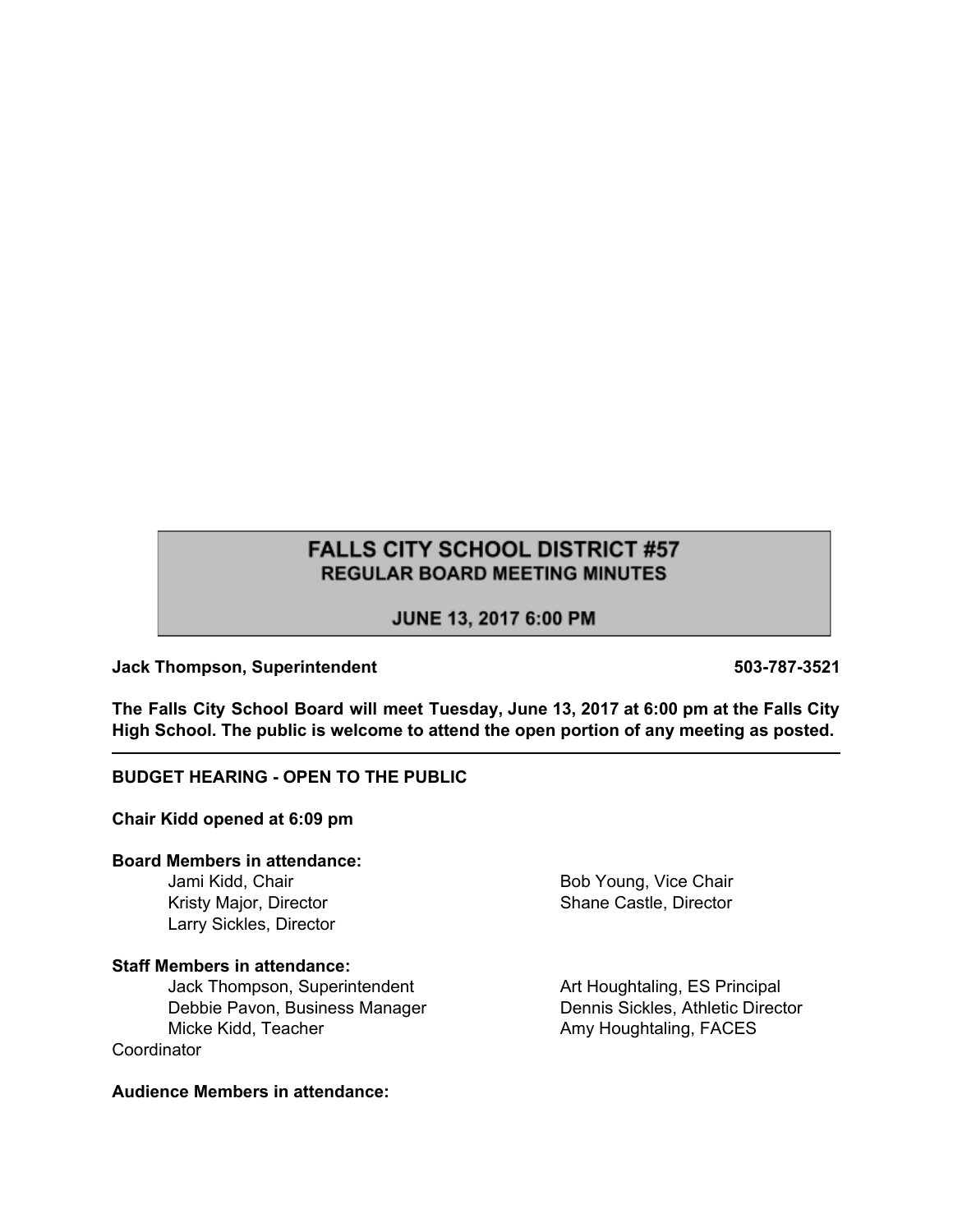# FALLS CITY SCHOOL DISTRICT #57
## REGULAR BOARD MEETING MINUTES
### JUNE 13, 2017 6:00 PM

**Jack Thompson, Superintendent** **503-787-3521**

**The Falls City School Board will meet Tuesday, June 13, 2017 at 6:00 pm at the Falls City High School. The public is welcome to attend the open portion of any meeting as posted.**

---

**BUDGET HEARING - OPEN TO THE PUBLIC**

**Chair Kidd opened at 6:09 pm**

**Board Members in attendance:**

Jami Kidd, Chair
Bob Young, Vice Chair
Kristy Major, Director
Shane Castle, Director
Larry Sickles, Director

**Staff Members in attendance:**

Jack Thompson, Superintendent
Art Houghtaling, ES Principal
Debbie Pavon, Business Manager
Dennis Sickles, Athletic Director
Micke Kidd, Teacher
Amy Houghtaling, FACES Coordinator

**Audience Members in attendance:**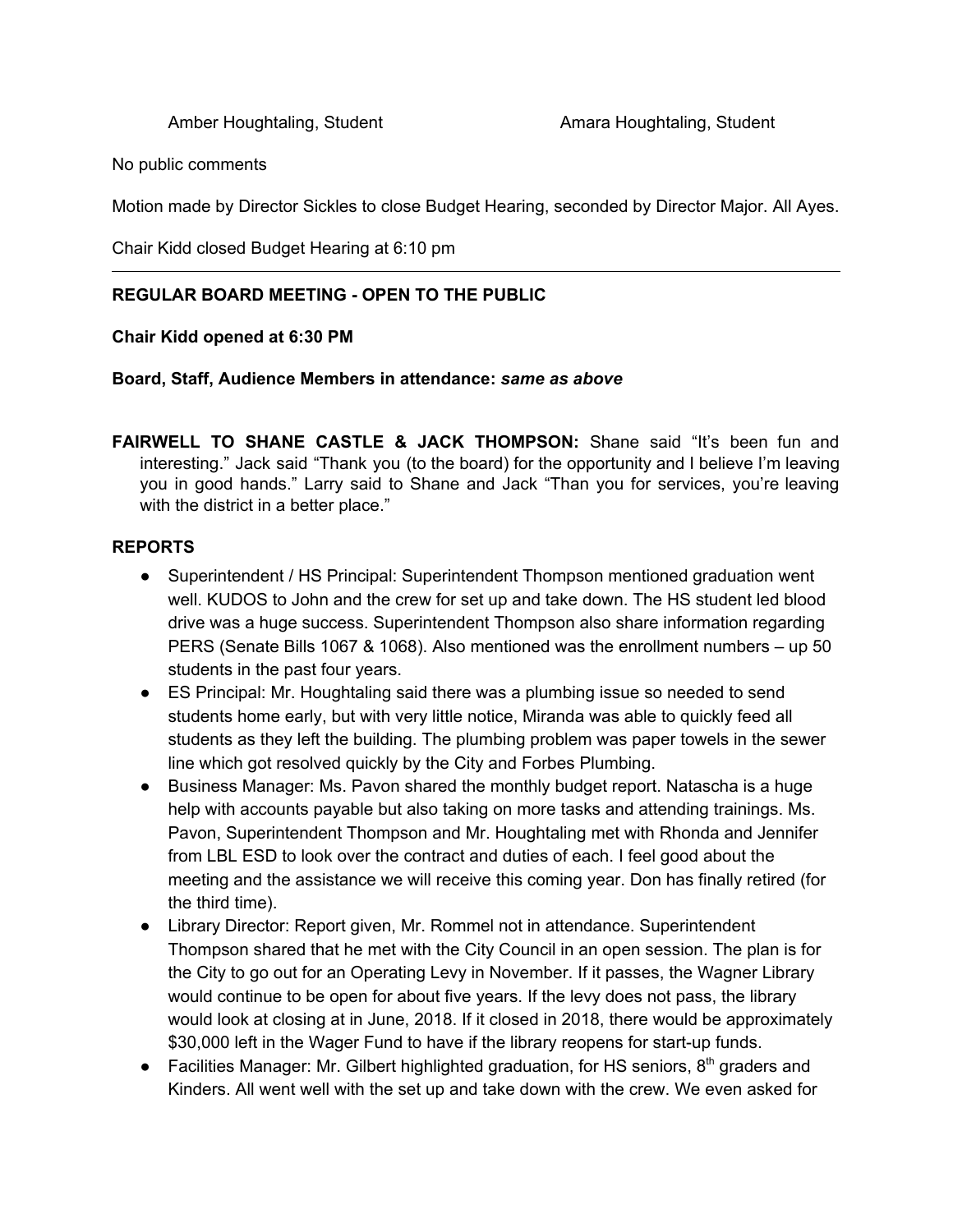Amber Houghtaling, Student Amara Houghtaling, Student

No public comments

Motion made by Director Sickles to close Budget Hearing, seconded by Director Major. All Ayes.

Chair Kidd closed Budget Hearing at 6:10 pm

---

**REGULAR BOARD MEETING - OPEN TO THE PUBLIC**

**Chair Kidd opened at 6:30 PM**

**Board, Staff, Audience Members in attendance:** ***same as above***

**FAIRWELL TO SHANE CASTLE & JACK THOMPSON:** Shane said "It's been fun and interesting." Jack said "Thank you (to the board) for the opportunity and I believe I'm leaving you in good hands." Larry said to Shane and Jack "Than you for services, you're leaving with the district in a better place."

**REPORTS**

- Superintendent / HS Principal: Superintendent Thompson mentioned graduation went well. KUDOS to John and the crew for set up and take down. The HS student led blood drive was a huge success. Superintendent Thompson also share information regarding PERS (Senate Bills 1067 & 1068). Also mentioned was the enrollment numbers – up 50 students in the past four years.
- ES Principal: Mr. Houghtaling said there was a plumbing issue so needed to send students home early, but with very little notice, Miranda was able to quickly feed all students as they left the building. The plumbing problem was paper towels in the sewer line which got resolved quickly by the City and Forbes Plumbing.
- Business Manager: Ms. Pavon shared the monthly budget report. Natascha is a huge help with accounts payable but also taking on more tasks and attending trainings. Ms. Pavon, Superintendent Thompson and Mr. Houghtaling met with Rhonda and Jennifer from LBL ESD to look over the contract and duties of each. I feel good about the meeting and the assistance we will receive this coming year. Don has finally retired (for the third time).
- Library Director: Report given, Mr. Rommel not in attendance. Superintendent Thompson shared that he met with the City Council in an open session. The plan is for the City to go out for an Operating Levy in November. If it passes, the Wagner Library would continue to be open for about five years. If the levy does not pass, the library would look at closing at in June, 2018. If it closed in 2018, there would be approximately \$30,000 left in the Wager Fund to have if the library reopens for start-up funds.
- Facilities Manager: Mr. Gilbert highlighted graduation, for HS seniors, 8th graders and Kinders. All went well with the set up and take down with the crew. We even asked for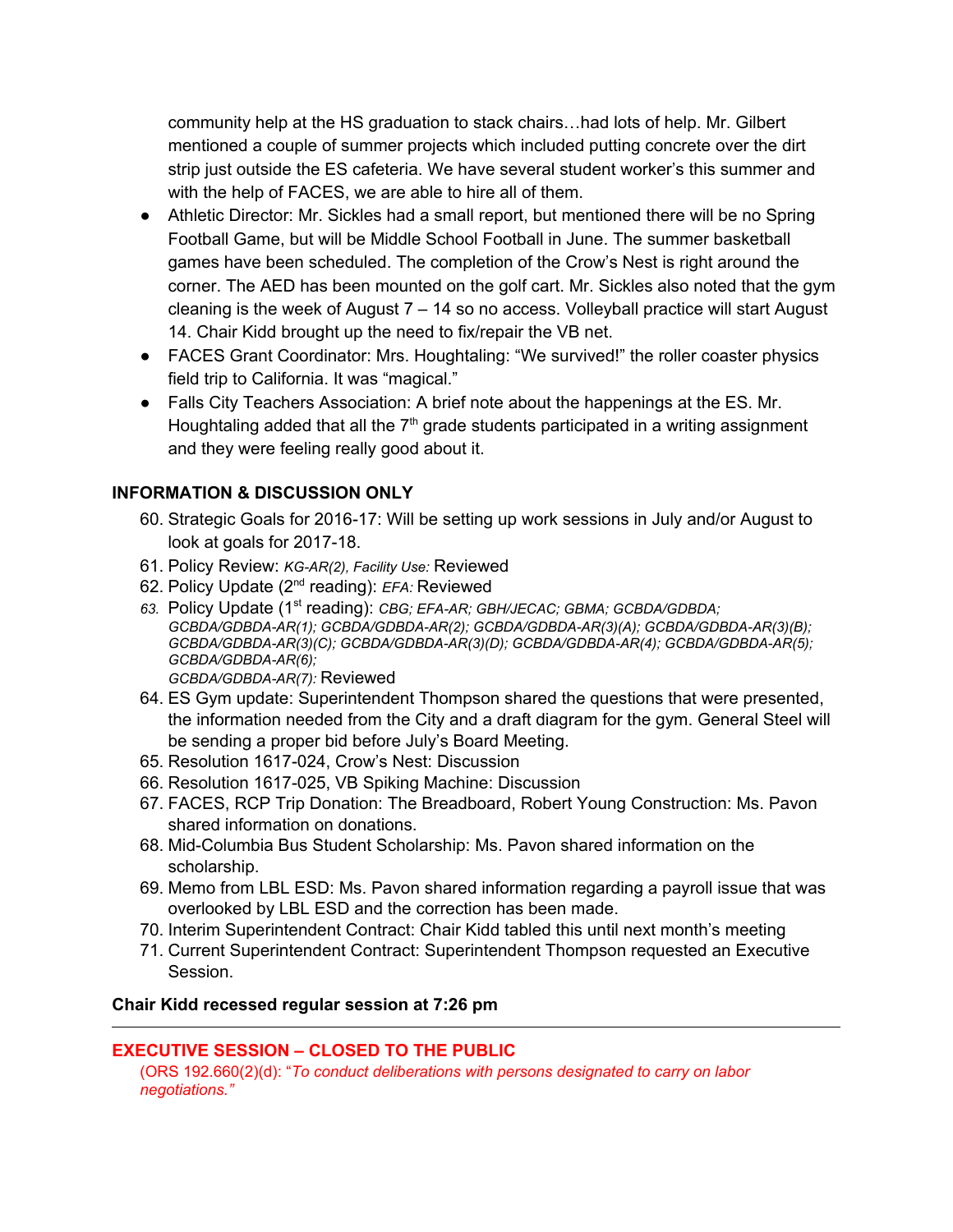community help at the HS graduation to stack chairs…had lots of help. Mr. Gilbert mentioned a couple of summer projects which included putting concrete over the dirt strip just outside the ES cafeteria. We have several student worker's this summer and with the help of FACES, we are able to hire all of them.

- Athletic Director: Mr. Sickles had a small report, but mentioned there will be no Spring Football Game, but will be Middle School Football in June. The summer basketball games have been scheduled. The completion of the Crow's Nest is right around the corner. The AED has been mounted on the golf cart. Mr. Sickles also noted that the gym cleaning is the week of August 7 – 14 so no access. Volleyball practice will start August 14. Chair Kidd brought up the need to fix/repair the VB net.
- FACES Grant Coordinator: Mrs. Houghtaling: "We survived!" the roller coaster physics field trip to California. It was "magical."
- Falls City Teachers Association: A brief note about the happenings at the ES. Mr. Houghtaling added that all the 7th grade students participated in a writing assignment and they were feeling really good about it.

**INFORMATION & DISCUSSION ONLY**

60. Strategic Goals for 2016-17: Will be setting up work sessions in July and/or August to look at goals for 2017-18.
61. Policy Review: *KG-AR(2), Facility Use:* Reviewed
62. Policy Update (2nd reading): *EFA:* Reviewed
63. Policy Update (1st reading): *CBG; EFA-AR; GBH/JECAC; GBMA; GCBDA/GDBDA; GCBDA/GDBDA-AR(1); GCBDA/GDBDA-AR(2); GCBDA/GDBDA-AR(3)(A); GCBDA/GDBDA-AR(3)(B); GCBDA/GDBDA-AR(3)(C); GCBDA/GDBDA-AR(3)(D); GCBDA/GDBDA-AR(4); GCBDA/GDBDA-AR(5); GCBDA/GDBDA-AR(6); GCBDA/GDBDA-AR(7):* Reviewed
64. ES Gym update: Superintendent Thompson shared the questions that were presented, the information needed from the City and a draft diagram for the gym. General Steel will be sending a proper bid before July's Board Meeting.
65. Resolution 1617-024, Crow's Nest: Discussion
66. Resolution 1617-025, VB Spiking Machine: Discussion
67. FACES, RCP Trip Donation: The Breadboard, Robert Young Construction: Ms. Pavon shared information on donations.
68. Mid-Columbia Bus Student Scholarship: Ms. Pavon shared information on the scholarship.
69. Memo from LBL ESD: Ms. Pavon shared information regarding a payroll issue that was overlooked by LBL ESD and the correction has been made.
70. Interim Superintendent Contract: Chair Kidd tabled this until next month's meeting
71. Current Superintendent Contract: Superintendent Thompson requested an Executive Session.

**Chair Kidd recessed regular session at 7:26 pm**

---

**EXECUTIVE SESSION – CLOSED TO THE PUBLIC**

(ORS 192.660(2)(d): "*To conduct deliberations with persons designated to carry on labor negotiations.*"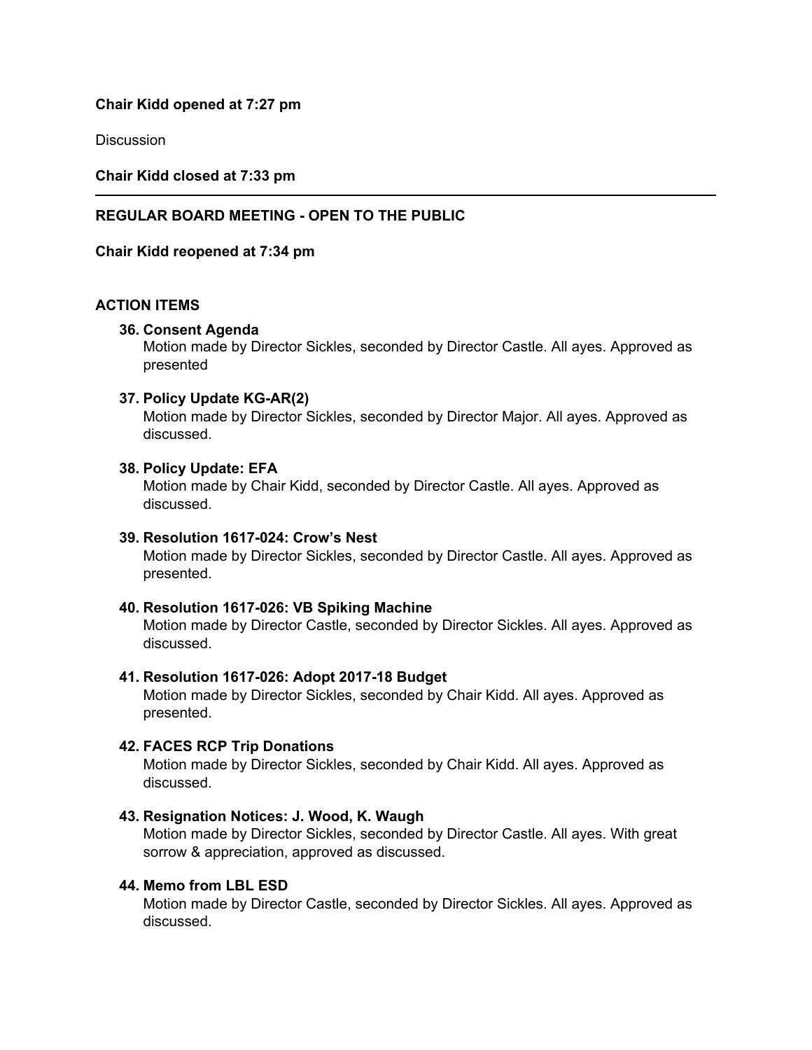**Chair Kidd opened at 7:27 pm**

Discussion

**Chair Kidd closed at 7:33 pm**

---

**REGULAR BOARD MEETING - OPEN TO THE PUBLIC**

**Chair Kidd reopened at 7:34 pm**

**ACTION ITEMS**

36. **Consent Agenda**
    Motion made by Director Sickles, seconded by Director Castle. All ayes. Approved as presented

37. **Policy Update KG-AR(2)**
    Motion made by Director Sickles, seconded by Director Major. All ayes. Approved as discussed.

38. **Policy Update: EFA**
    Motion made by Chair Kidd, seconded by Director Castle. All ayes. Approved as discussed.

39. **Resolution 1617-024: Crow's Nest**
    Motion made by Director Sickles, seconded by Director Castle. All ayes. Approved as presented.

40. **Resolution 1617-026: VB Spiking Machine**
    Motion made by Director Castle, seconded by Director Sickles. All ayes. Approved as discussed.

41. **Resolution 1617-026: Adopt 2017-18 Budget**
    Motion made by Director Sickles, seconded by Chair Kidd. All ayes. Approved as presented.

42. **FACES RCP Trip Donations**
    Motion made by Director Sickles, seconded by Chair Kidd. All ayes. Approved as discussed.

43. **Resignation Notices: J. Wood, K. Waugh**
    Motion made by Director Sickles, seconded by Director Castle. All ayes. With great sorrow & appreciation, approved as discussed.

44. **Memo from LBL ESD**
    Motion made by Director Castle, seconded by Director Sickles. All ayes. Approved as discussed.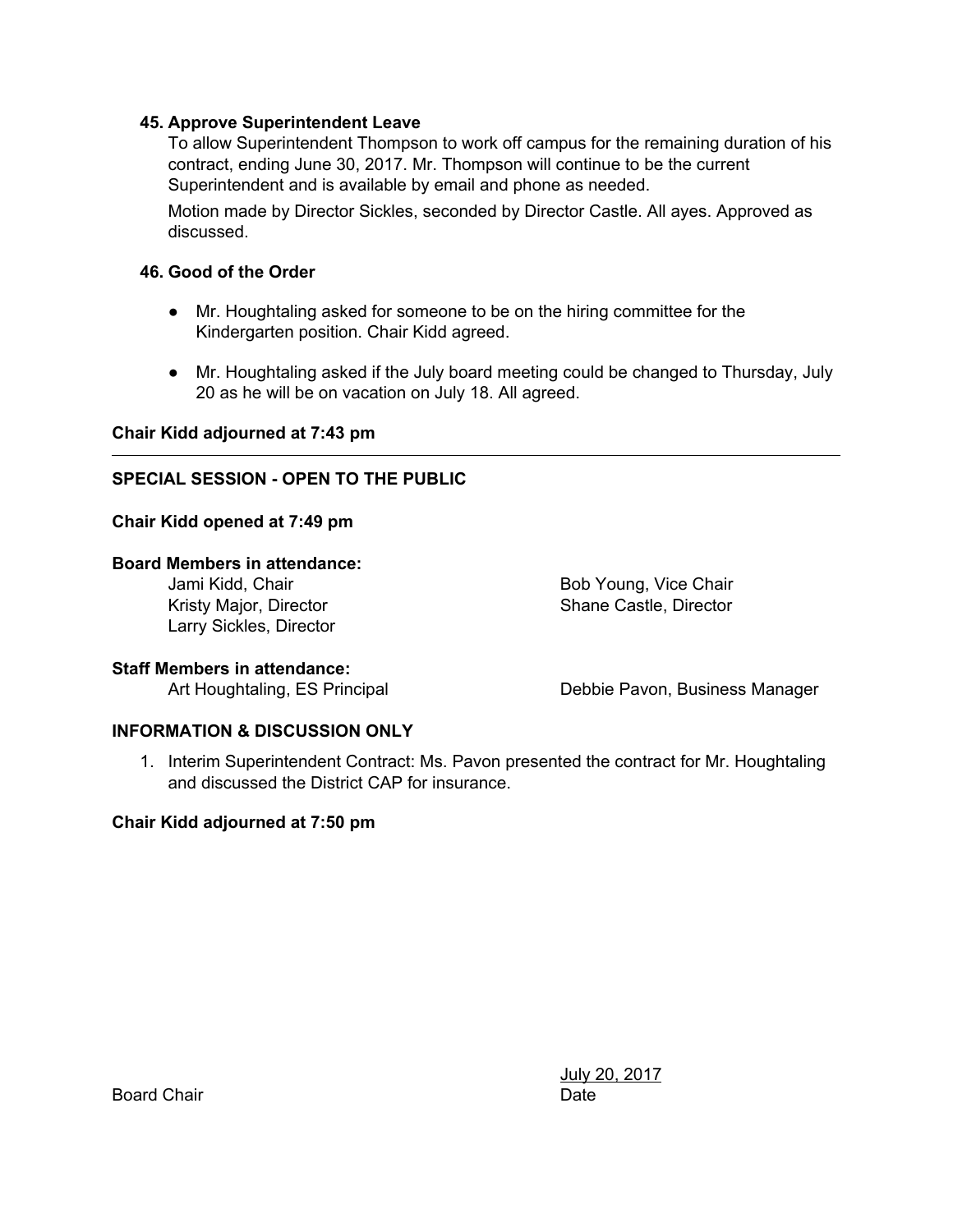**45. Approve Superintendent Leave**

To allow Superintendent Thompson to work off campus for the remaining duration of his contract, ending June 30, 2017. Mr. Thompson will continue to be the current Superintendent and is available by email and phone as needed.

Motion made by Director Sickles, seconded by Director Castle. All ayes. Approved as discussed.

**46. Good of the Order**

- Mr. Houghtaling asked for someone to be on the hiring committee for the Kindergarten position. Chair Kidd agreed.
- Mr. Houghtaling asked if the July board meeting could be changed to Thursday, July 20 as he will be on vacation on July 18. All agreed.

**Chair Kidd adjourned at 7:43 pm**

---

**SPECIAL SESSION - OPEN TO THE PUBLIC**

**Chair Kidd opened at 7:49 pm**

**Board Members in attendance:**

Jami Kidd, Chair
Bob Young, Vice Chair
Kristy Major, Director
Shane Castle, Director
Larry Sickles, Director

**Staff Members in attendance:**

Art Houghtaling, ES Principal
Debbie Pavon, Business Manager

**INFORMATION & DISCUSSION ONLY**

1. Interim Superintendent Contract: Ms. Pavon presented the contract for Mr. Houghtaling and discussed the District CAP for insurance.

**Chair Kidd adjourned at 7:50 pm**

Board Chair

July 20, 2017
Date